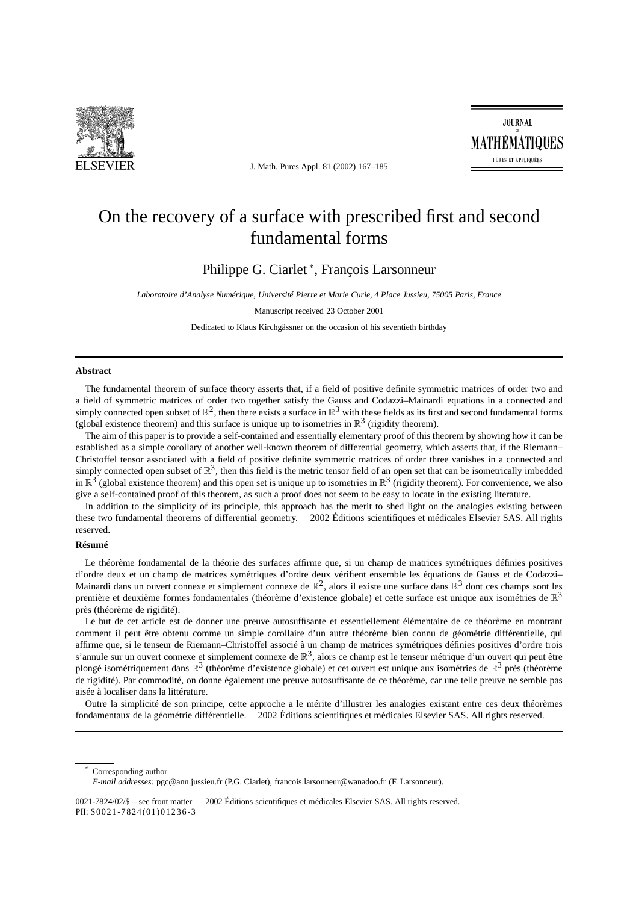# On the recovery of a surface with prescribed first and second fundamental forms

Philippe G. Ciarlet [*], François Larsonneur

*Laboratoire d'Analyse Numérique, Université Pierre et Marie Curie, 4 Place Jussieu, 75005 Paris, France*

Manuscript received 23 October 2001

Dedicated to Klaus Kirchgässner on the occasion of his seventieth birthday

---

**Abstract**

The fundamental theorem of surface theory asserts that, if a field of positive definite symmetric matrices of order two and a field of symmetric matrices of order two together satisfy the Gauss and Codazzi–Mainardi equations in a connected and simply connected open subset of $\mathbb{R}^2$, then there exists a surface in $\mathbb{R}^3$ with these fields as its first and second fundamental forms (global existence theorem) and this surface is unique up to isometries in $\mathbb{R}^3$ (rigidity theorem).

The aim of this paper is to provide a self-contained and essentially elementary proof of this theorem by showing how it can be established as a simple corollary of another well-known theorem of differential geometry, which asserts that, if the Riemann–Christoffel tensor associated with a field of positive definite symmetric matrices of order three vanishes in a connected and simply connected open subset of $\mathbb{R}^3$, then this field is the metric tensor field of an open set that can be isometrically imbedded in $\mathbb{R}^3$ (global existence theorem) and this open set is unique up to isometries in $\mathbb{R}^3$ (rigidity theorem). For convenience, we also give a self-contained proof of this theorem, as such a proof does not seem to be easy to locate in the existing literature.

In addition to the simplicity of its principle, this approach has the merit to shed light on the analogies existing between these two fundamental theorems of differential geometry. © 2002 Éditions scientifiques et médicales Elsevier SAS. All rights reserved.

**Résumé**

Le théorème fondamental de la théorie des surfaces affirme que, si un champ de matrices symétriques définies positives d'ordre deux et un champ de matrices symétriques d'ordre deux vérifient ensemble les équations de Gauss et de Codazzi–Mainardi dans un ouvert connexe et simplement connexe de $\mathbb{R}^2$, alors il existe une surface dans $\mathbb{R}^3$ dont ces champs sont les première et deuxième formes fondamentales (théorème d'existence globale) et cette surface est unique aux isométries de $\mathbb{R}^3$ près (théorème de rigidité).

Le but de cet article est de donner une preuve autosuffisante et essentiellement élémentaire de ce théorème en montrant comment il peut être obtenu comme un simple corollaire d'un autre théorème bien connu de géométrie différentielle, qui affirme que, si le tenseur de Riemann–Christoffel associé à un champ de matrices symétriques définies positives d'ordre trois s'annule sur un ouvert connexe et simplement connexe de $\mathbb{R}^3$, alors ce champ est le tenseur métrique d'un ouvert qui peut être plongé isométriquement dans $\mathbb{R}^3$ (théorème d'existence globale) et cet ouvert est unique aux isométries de $\mathbb{R}^3$ près (théorème de rigidité). Par commodité, on donne également une preuve autosuffisante de ce théorème, car une telle preuve ne semble pas aisée à localiser dans la littérature.

Outre la simplicité de son principe, cette approche a le mérite d'illustrer les analogies existant entre ces deux théorèmes fondamentaux de la géométrie différentielle. © 2002 Éditions scientifiques et médicales Elsevier SAS. All rights reserved.

---

[*] Corresponding author

*E-mail addresses:* pgc@ann.jussieu.fr (P.G. Ciarlet), francois.larsonneur@wanadoo.fr (F. Larsonneur).

0021-7824/02/$ – see front matter © 2002 Éditions scientifiques et médicales Elsevier SAS. All rights reserved.
PII: S0021-7824(01)01236-3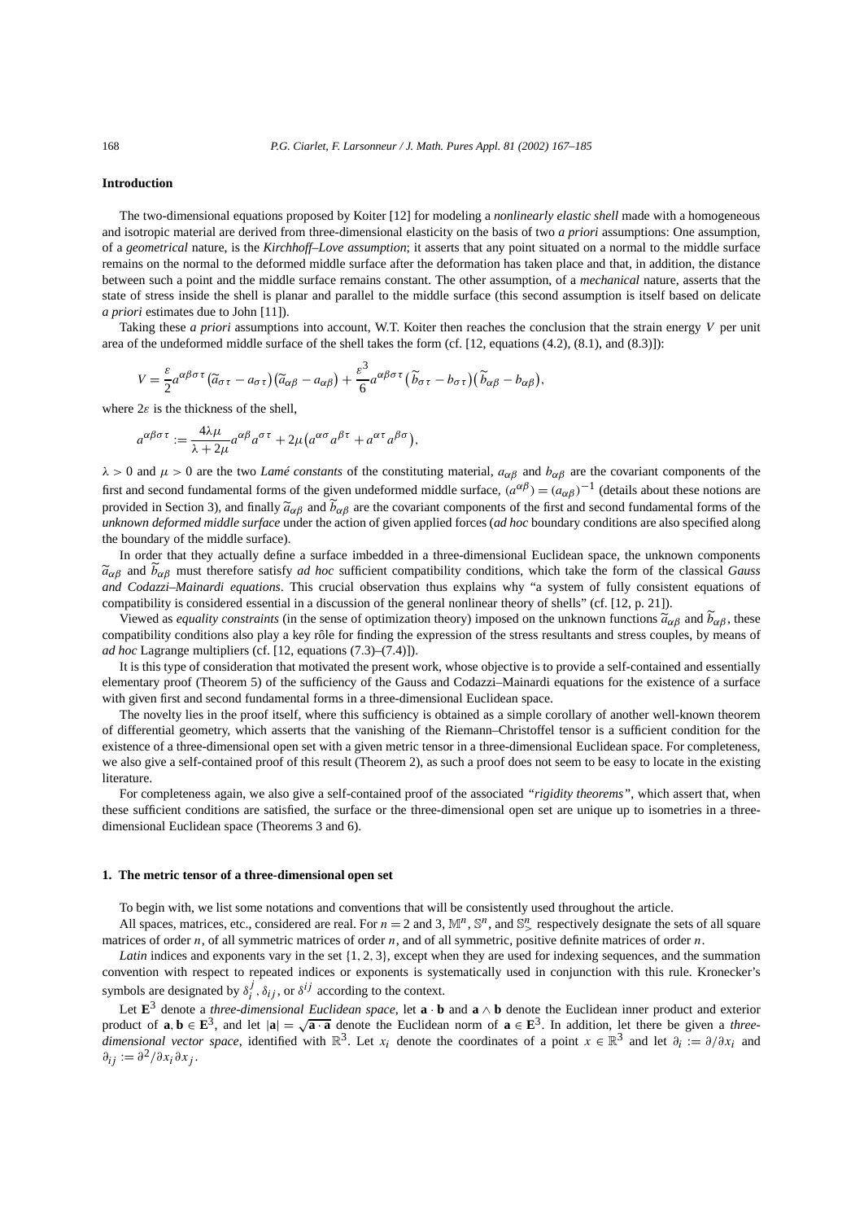## Introduction

The two-dimensional equations proposed by Koiter [12] for modeling a *nonlinearly elastic shell* made with a homogeneous and isotropic material are derived from three-dimensional elasticity on the basis of two *a priori* assumptions: One assumption, of a *geometrical* nature, is the *Kirchhoff–Love assumption*; it asserts that any point situated on a normal to the middle surface remains on the normal to the deformed middle surface after the deformation has taken place and that, in addition, the distance between such a point and the middle surface remains constant. The other assumption, of a *mechanical* nature, asserts that the state of stress inside the shell is planar and parallel to the middle surface (this second assumption is itself based on delicate *a priori* estimates due to John [11]).

Taking these *a priori* assumptions into account, W.T. Koiter then reaches the conclusion that the strain energy $V$ per unit area of the undeformed middle surface of the shell takes the form (cf. [12, equations (4.2), (8.1), and (8.3)]):

$$V = \frac{\varepsilon}{2} a^{\alpha\beta\sigma\tau}(\widetilde{a}_{\sigma\tau} - a_{\sigma\tau})(\widetilde{a}_{\alpha\beta} - a_{\alpha\beta}) + \frac{\varepsilon^3}{6} a^{\alpha\beta\sigma\tau}(\widetilde{b}_{\sigma\tau} - b_{\sigma\tau})(\widetilde{b}_{\alpha\beta} - b_{\alpha\beta}),$$

where $2\varepsilon$ is the thickness of the shell,

$$a^{\alpha\beta\sigma\tau} := \frac{4\lambda\mu}{\lambda + 2\mu} a^{\alpha\beta} a^{\sigma\tau} + 2\mu\left(a^{\alpha\sigma} a^{\beta\tau} + a^{\alpha\tau} a^{\beta\sigma}\right),$$

$\lambda > 0$ and $\mu > 0$ are the two *Lamé constants* of the constituting material, $a_{\alpha\beta}$ and $b_{\alpha\beta}$ are the covariant components of the first and second fundamental forms of the given undeformed middle surface, $(a^{\alpha\beta}) = (a_{\alpha\beta})^{-1}$ (details about these notions are provided in Section 3), and finally $\widetilde{a}_{\alpha\beta}$ and $\widetilde{b}_{\alpha\beta}$ are the covariant components of the first and second fundamental forms of the *unknown deformed middle surface* under the action of given applied forces (*ad hoc* boundary conditions are also specified along the boundary of the middle surface).

In order that they actually define a surface imbedded in a three-dimensional Euclidean space, the unknown components $\widetilde{a}_{\alpha\beta}$ and $\widetilde{b}_{\alpha\beta}$ must therefore satisfy *ad hoc* sufficient compatibility conditions, which take the form of the classical *Gauss and Codazzi–Mainardi equations*. This crucial observation thus explains why "a system of fully consistent equations of compatibility is considered essential in a discussion of the general nonlinear theory of shells" (cf. [12, p. 21]).

Viewed as *equality constraints* (in the sense of optimization theory) imposed on the unknown functions $\widetilde{a}_{\alpha\beta}$ and $\widetilde{b}_{\alpha\beta}$, these compatibility conditions also play a key rôle for finding the expression of the stress resultants and stress couples, by means of *ad hoc* Lagrange multipliers (cf. [12, equations (7.3)–(7.4)]).

It is this type of consideration that motivated the present work, whose objective is to provide a self-contained and essentially elementary proof (Theorem 5) of the sufficiency of the Gauss and Codazzi–Mainardi equations for the existence of a surface with given first and second fundamental forms in a three-dimensional Euclidean space.

The novelty lies in the proof itself, where this sufficiency is obtained as a simple corollary of another well-known theorem of differential geometry, which asserts that the vanishing of the Riemann–Christoffel tensor is a sufficient condition for the existence of a three-dimensional open set with a given metric tensor in a three-dimensional Euclidean space. For completeness, we also give a self-contained proof of this result (Theorem 2), as such a proof does not seem to be easy to locate in the existing literature.

For completeness again, we also give a self-contained proof of the associated *"rigidity theorems"*, which assert that, when these sufficient conditions are satisfied, the surface or the three-dimensional open set are unique up to isometries in a three-dimensional Euclidean space (Theorems 3 and 6).

## 1. The metric tensor of a three-dimensional open set

To begin with, we list some notations and conventions that will be consistently used throughout the article.

All spaces, matrices, etc., considered are real. For $n = 2$ and 3, $\mathbb{M}^n$, $\mathbb{S}^n$, and $\mathbb{S}^n_>$ respectively designate the sets of all square matrices of order $n$, of all symmetric matrices of order $n$, and of all symmetric, positive definite matrices of order $n$.

*Latin* indices and exponents vary in the set $\{1, 2, 3\}$, except when they are used for indexing sequences, and the summation convention with respect to repeated indices or exponents is systematically used in conjunction with this rule. Kronecker's symbols are designated by $\delta_i^j$, $\delta_{ij}$, or $\delta^{ij}$ according to the context.

Let $\mathbf{E}^3$ denote a *three-dimensional Euclidean space*, let $\mathbf{a} \cdot \mathbf{b}$ and $\mathbf{a} \wedge \mathbf{b}$ denote the Euclidean inner product and exterior product of $\mathbf{a}, \mathbf{b} \in \mathbf{E}^3$, and let $|\mathbf{a}| = \sqrt{\mathbf{a} \cdot \mathbf{a}}$ denote the Euclidean norm of $\mathbf{a} \in \mathbf{E}^3$. In addition, let there be given a *three-dimensional vector space*, identified with $\mathbb{R}^3$. Let $x_i$ denote the coordinates of a point $x \in \mathbb{R}^3$ and let $\partial_i := \partial/\partial x_i$ and $\partial_{ij} := \partial^2/\partial x_i \partial x_j$.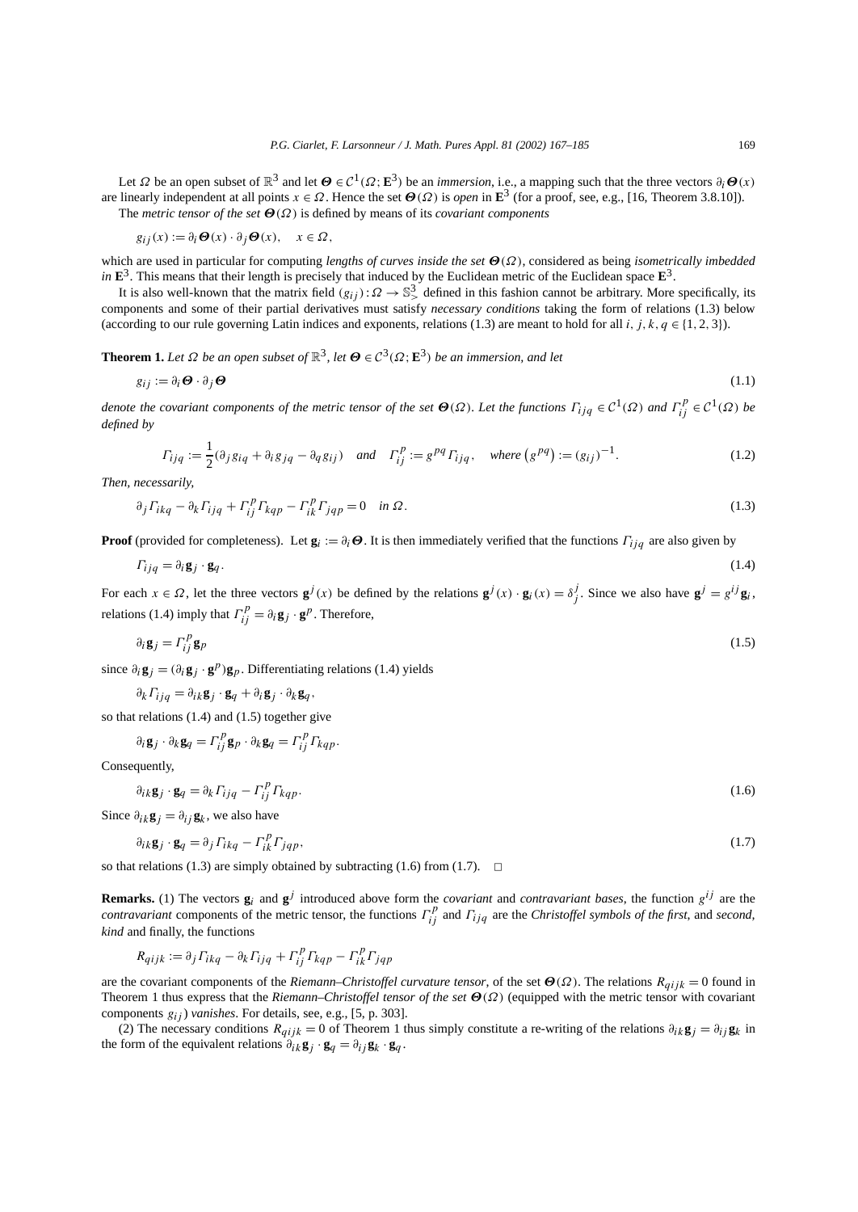Let $\Omega$ be an open subset of $\mathbb{R}^3$ and let $\boldsymbol{\Theta} \in \mathcal{C}^1(\Omega; \mathbf{E}^3)$ be an *immersion*, i.e., a mapping such that the three vectors $\partial_i \boldsymbol{\Theta}(x)$ are linearly independent at all points $x \in \Omega$. Hence the set $\boldsymbol{\Theta}(\Omega)$ is *open* in $\mathbf{E}^3$ (for a proof, see, e.g., [16, Theorem 3.8.10]).

The *metric tensor of the set* $\boldsymbol{\Theta}(\Omega)$ is defined by means of its *covariant components*

$$g_{ij}(x) := \partial_i \boldsymbol{\Theta}(x) \cdot \partial_j \boldsymbol{\Theta}(x), \quad x \in \Omega,$$

which are used in particular for computing *lengths of curves inside the set* $\boldsymbol{\Theta}(\Omega)$, considered as being *isometrically imbedded in* $\mathbf{E}^3$. This means that their length is precisely that induced by the Euclidean metric of the Euclidean space $\mathbf{E}^3$.

It is also well-known that the matrix field $(g_{ij}) : \Omega \to \mathbb{S}^3_>$ defined in this fashion cannot be arbitrary. More specifically, its components and some of their partial derivatives must satisfy *necessary conditions* taking the form of relations (1.3) below (according to our rule governing Latin indices and exponents, relations (1.3) are meant to hold for all $i, j, k, q \in \{1, 2, 3\}$).

**Theorem 1.** *Let $\Omega$ be an open subset of $\mathbb{R}^3$, let $\boldsymbol{\Theta} \in \mathcal{C}^3(\Omega; \mathbf{E}^3)$ be an immersion, and let*

$$g_{ij} := \partial_i \boldsymbol{\Theta} \cdot \partial_j \boldsymbol{\Theta} \tag{1.1}$$

*denote the covariant components of the metric tensor of the set $\boldsymbol{\Theta}(\Omega)$. Let the functions $\Gamma_{ijq} \in \mathcal{C}^1(\Omega)$ and $\Gamma_{ij}^p \in \mathcal{C}^1(\Omega)$ be defined by*

$$\Gamma_{ijq} := \frac{1}{2}(\partial_j g_{iq} + \partial_i g_{jq} - \partial_q g_{ij}) \quad \textit{and} \quad \Gamma_{ij}^p := g^{pq}\Gamma_{ijq}, \quad \textit{where } \left(g^{pq}\right) := (g_{ij})^{-1}. \tag{1.2}$$

*Then, necessarily,*

$$\partial_j \Gamma_{ikq} - \partial_k \Gamma_{ijq} + \Gamma_{ij}^p \Gamma_{kqp} - \Gamma_{ik}^p \Gamma_{jqp} = 0 \quad \textit{in } \Omega. \tag{1.3}$$

**Proof** (provided for completeness). Let $\mathbf{g}_i := \partial_i \boldsymbol{\Theta}$. It is then immediately verified that the functions $\Gamma_{ijq}$ are also given by

$$\Gamma_{ijq} = \partial_i \mathbf{g}_j \cdot \mathbf{g}_q. \tag{1.4}$$

For each $x \in \Omega$, let the three vectors $\mathbf{g}^j(x)$ be defined by the relations $\mathbf{g}^j(x) \cdot \mathbf{g}_i(x) = \delta_j^i$. Since we also have $\mathbf{g}^j = g^{ij}\mathbf{g}_i$, relations (1.4) imply that $\Gamma_{ij}^p = \partial_i \mathbf{g}_j \cdot \mathbf{g}^p$. Therefore,

$$\partial_i \mathbf{g}_j = \Gamma_{ij}^p \mathbf{g}_p \tag{1.5}$$

since $\partial_i \mathbf{g}_j = (\partial_i \mathbf{g}_j \cdot \mathbf{g}^p)\mathbf{g}_p$. Differentiating relations (1.4) yields

$$\partial_k \Gamma_{ijq} = \partial_{ik} \mathbf{g}_j \cdot \mathbf{g}_q + \partial_i \mathbf{g}_j \cdot \partial_k \mathbf{g}_q,$$

so that relations (1.4) and (1.5) together give

$$\partial_i \mathbf{g}_j \cdot \partial_k \mathbf{g}_q = \Gamma_{ij}^p \mathbf{g}_p \cdot \partial_k \mathbf{g}_q = \Gamma_{ij}^p \Gamma_{kqp}.$$

Consequently,

$$\partial_{ik} \mathbf{g}_j \cdot \mathbf{g}_q = \partial_k \Gamma_{ijq} - \Gamma_{ij}^p \Gamma_{kqp}. \tag{1.6}$$

Since $\partial_{ik} \mathbf{g}_j = \partial_{ij} \mathbf{g}_k$, we also have

$$\partial_{ik} \mathbf{g}_j \cdot \mathbf{g}_q = \partial_j \Gamma_{ikq} - \Gamma_{ik}^p \Gamma_{jqp}, \tag{1.7}$$

so that relations (1.3) are simply obtained by subtracting (1.6) from (1.7). $\square$

**Remarks.** (1) The vectors $\mathbf{g}_i$ and $\mathbf{g}^j$ introduced above form the *covariant* and *contravariant bases*, the function $g^{ij}$ are the *contravariant* components of the metric tensor, the functions $\Gamma_{ij}^p$ and $\Gamma_{ijq}$ are the *Christoffel symbols of the first*, and *second, kind* and finally, the functions

$$R_{qijk} := \partial_j \Gamma_{ikq} - \partial_k \Gamma_{ijq} + \Gamma_{ij}^p \Gamma_{kqp} - \Gamma_{ik}^p \Gamma_{jqp}$$

are the covariant components of the *Riemann–Christoffel curvature tensor*, of the set $\boldsymbol{\Theta}(\Omega)$. The relations $R_{qijk} = 0$ found in Theorem 1 thus express that the *Riemann–Christoffel tensor of the set* $\boldsymbol{\Theta}(\Omega)$ (equipped with the metric tensor with covariant components $g_{ij}$) *vanishes*. For details, see, e.g., [5, p. 303].

(2) The necessary conditions $R_{qijk} = 0$ of Theorem 1 thus simply constitute a re-writing of the relations $\partial_{ik} \mathbf{g}_j = \partial_{ij} \mathbf{g}_k$ in the form of the equivalent relations $\partial_{ik} \mathbf{g}_j \cdot \mathbf{g}_q = \partial_{ij} \mathbf{g}_k \cdot \mathbf{g}_q$.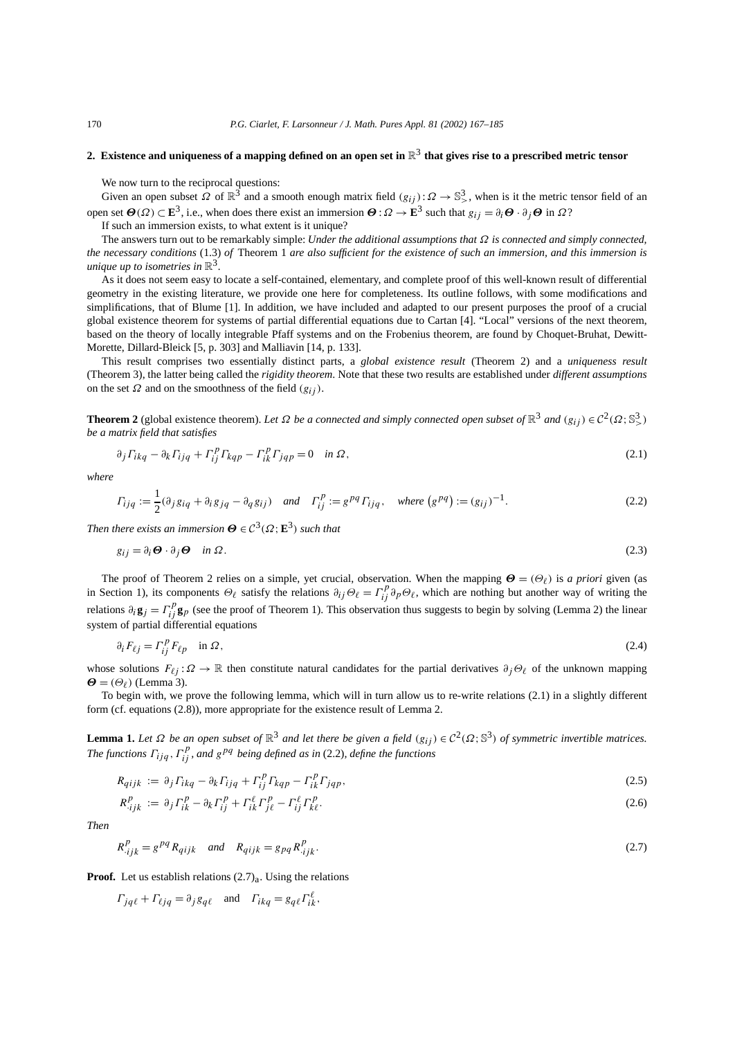## 2. Existence and uniqueness of a mapping defined on an open set in $\mathbb{R}^3$ that gives rise to a prescribed metric tensor

We now turn to the reciprocal questions:

Given an open subset $\Omega$ of $\mathbb{R}^3$ and a smooth enough matrix field $(g_{ij}) : \Omega \to \mathbb{S}^3_>$, when is it the metric tensor field of an open set $\boldsymbol{\Theta}(\Omega) \subset \mathbf{E}^3$, i.e., when does there exist an immersion $\boldsymbol{\Theta} : \Omega \to \mathbf{E}^3$ such that $g_{ij} = \partial_i \boldsymbol{\Theta} \cdot \partial_j \boldsymbol{\Theta}$ in $\Omega$?

If such an immersion exists, to what extent is it unique?

The answers turn out to be remarkably simple: *Under the additional assumptions that $\Omega$ is connected and simply connected, the necessary conditions* (1.3) *of* Theorem 1 *are also sufficient for the existence of such an immersion, and this immersion is unique up to isometries in $\mathbb{R}^3$.*

As it does not seem easy to locate a self-contained, elementary, and complete proof of this well-known result of differential geometry in the existing literature, we provide one here for completeness. Its outline follows, with some modifications and simplifications, that of Blume [1]. In addition, we have included and adapted to our present purposes the proof of a crucial global existence theorem for systems of partial differential equations due to Cartan [4]. "Local" versions of the next theorem, based on the theory of locally integrable Pfaff systems and on the Frobenius theorem, are found by Choquet-Bruhat, Dewitt-Morette, Dillard-Bleick [5, p. 303] and Malliavin [14, p. 133].

This result comprises two essentially distinct parts, a *global existence result* (Theorem 2) and a *uniqueness result* (Theorem 3), the latter being called the *rigidity theorem*. Note that these two results are established under *different assumptions* on the set $\Omega$ and on the smoothness of the field $(g_{ij})$.

**Theorem 2** (global existence theorem). *Let $\Omega$ be a connected and simply connected open subset of $\mathbb{R}^3$ and $(g_{ij}) \in \mathcal{C}^2(\Omega; \mathbb{S}^3_>)$ be a matrix field that satisfies*

$$\partial_j \Gamma_{ikq} - \partial_k \Gamma_{ijq} + \Gamma^p_{ij} \Gamma_{kqp} - \Gamma^p_{ik} \Gamma_{jqp} = 0 \quad \text{in } \Omega, \tag{2.1}$$

*where*

$$\Gamma_{ijq} := \frac{1}{2}(\partial_j g_{iq} + \partial_i g_{jq} - \partial_q g_{ij}) \quad \text{and} \quad \Gamma^p_{ij} := g^{pq} \Gamma_{ijq}, \quad \text{where } \left(g^{pq}\right) := (g_{ij})^{-1}. \tag{2.2}$$

*Then there exists an immersion $\boldsymbol{\Theta} \in \mathcal{C}^3(\Omega; \mathbf{E}^3)$ such that*

$$g_{ij} = \partial_i \boldsymbol{\Theta} \cdot \partial_j \boldsymbol{\Theta} \quad \text{in } \Omega. \tag{2.3}$$

The proof of Theorem 2 relies on a simple, yet crucial, observation. When the mapping $\boldsymbol{\Theta} = (\Theta_\ell)$ is *a priori* given (as in Section 1), its components $\Theta_\ell$ satisfy the relations $\partial_{ij} \Theta_\ell = \Gamma^p_{ij} \partial_p \Theta_\ell$, which are nothing but another way of writing the relations $\partial_i \mathbf{g}_j = \Gamma^p_{ij} \mathbf{g}_p$ (see the proof of Theorem 1). This observation thus suggests to begin by solving (Lemma 2) the linear system of partial differential equations

$$\partial_i F_{\ell j} = \Gamma^p_{ij} F_{\ell p} \quad \text{in } \Omega, \tag{2.4}$$

whose solutions $F_{\ell j} : \Omega \to \mathbb{R}$ then constitute natural candidates for the partial derivatives $\partial_j \Theta_\ell$ of the unknown mapping $\boldsymbol{\Theta} = (\Theta_\ell)$ (Lemma 3).

To begin with, we prove the following lemma, which will in turn allow us to re-write relations (2.1) in a slightly different form (cf. equations (2.8)), more appropriate for the existence result of Lemma 2.

**Lemma 1.** *Let $\Omega$ be an open subset of $\mathbb{R}^3$ and let there be given a field $(g_{ij}) \in \mathcal{C}^2(\Omega; \mathbb{S}^3)$ of symmetric invertible matrices. The functions $\Gamma_{ijq}$, $\Gamma^p_{ij}$, and $g^{pq}$ being defined as in* (2.2)*, define the functions*

$$R_{qijk} := \partial_j \Gamma_{ikq} - \partial_k \Gamma_{ijq} + \Gamma^p_{ij} \Gamma_{kqp} - \Gamma^p_{ik} \Gamma_{jqp}, \tag{2.5}$$

$$R^p_{\cdot ijk} := \partial_j \Gamma^p_{ik} - \partial_k \Gamma^p_{ij} + \Gamma^\ell_{ik} \Gamma^p_{j\ell} - \Gamma^\ell_{ij} \Gamma^p_{k\ell}. \tag{2.6}$$

*Then*

$$R^p_{\cdot ijk} = g^{pq} R_{qijk} \quad \text{and} \quad R_{qijk} = g_{pq} R^p_{\cdot ijk}. \tag{2.7}$$

**Proof.** Let us establish relations $(2.7)_\text{a}$. Using the relations

$$\Gamma_{jq\ell} + \Gamma_{\ell jq} = \partial_j g_{q\ell} \quad \text{and} \quad \Gamma_{ikq} = g_{q\ell} \Gamma^\ell_{ik},$$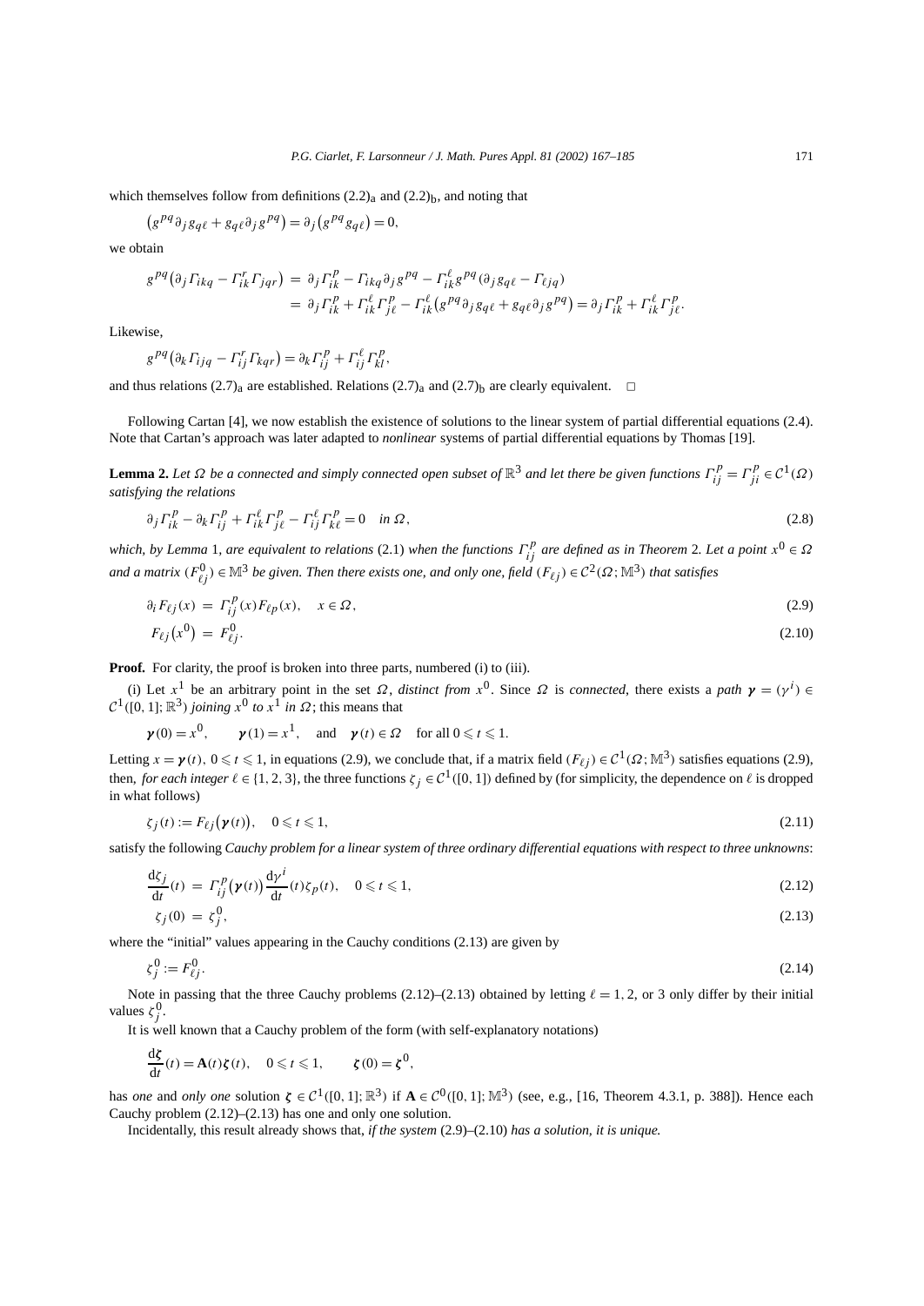which themselves follow from definitions $(2.2)_a$ and $(2.2)_b$, and noting that

$$\left(g^{pq}\partial_j g_{q\ell} + g_{q\ell}\partial_j g^{pq}\right) = \partial_j\left(g^{pq}g_{q\ell}\right) = 0,$$

we obtain

$$\begin{aligned} g^{pq}\left(\partial_j \Gamma_{ikq} - \Gamma_{ik}^r \Gamma_{jqr}\right) &= \partial_j \Gamma_{ik}^p - \Gamma_{ikq}\partial_j g^{pq} - \Gamma_{ik}^\ell g^{pq}(\partial_j g_{q\ell} - \Gamma_{\ell jq}) \\ &= \partial_j \Gamma_{ik}^p + \Gamma_{ik}^\ell \Gamma_{j\ell}^p - \Gamma_{ik}^\ell\left(g^{pq}\partial_j g_{q\ell} + g_{q\ell}\partial_j g^{pq}\right) = \partial_j \Gamma_{ik}^p + \Gamma_{ik}^\ell \Gamma_{j\ell}^p. \end{aligned}$$

Likewise,

$$g^{pq}\left(\partial_k \Gamma_{ijq} - \Gamma_{ij}^r \Gamma_{kqr}\right) = \partial_k \Gamma_{ij}^p + \Gamma_{ij}^\ell \Gamma_{kl}^p,$$

and thus relations $(2.7)_a$ are established. Relations $(2.7)_a$ and $(2.7)_b$ are clearly equivalent. $\square$

Following Cartan [4], we now establish the existence of solutions to the linear system of partial differential equations (2.4). Note that Cartan's approach was later adapted to *nonlinear* systems of partial differential equations by Thomas [19].

**Lemma 2.** *Let $\Omega$ be a connected and simply connected open subset of $\mathbb{R}^3$ and let there be given functions $\Gamma_{ij}^p = \Gamma_{ji}^p \in \mathcal{C}^1(\Omega)$ satisfying the relations*

$$\partial_j \Gamma_{ik}^p - \partial_k \Gamma_{ij}^p + \Gamma_{ik}^\ell \Gamma_{j\ell}^p - \Gamma_{ij}^\ell \Gamma_{k\ell}^p = 0 \quad \text{in } \Omega, \tag{2.8}$$

*which, by Lemma* 1*, are equivalent to relations* (2.1) *when the functions $\Gamma_{ij}^p$ are defined as in Theorem* 2*. Let a point $x^0 \in \Omega$ and a matrix $(F_{\ell j}^0) \in \mathbb{M}^3$ be given. Then there exists one, and only one, field $(F_{\ell j}) \in \mathcal{C}^2(\Omega; \mathbb{M}^3)$ that satisfies*

$$\partial_i F_{\ell j}(x) = \Gamma_{ij}^p(x) F_{\ell p}(x), \quad x \in \Omega, \tag{2.9}$$

$$F_{\ell j}\left(x^0\right) = F_{\ell j}^0. \tag{2.10}$$

**Proof.** For clarity, the proof is broken into three parts, numbered (i) to (iii).

(i) Let $x^1$ be an arbitrary point in the set $\Omega$, *distinct from* $x^0$. Since $\Omega$ is *connected*, there exists a *path* $\boldsymbol{\gamma} = (\gamma^i) \in \mathcal{C}^1([0,1]; \mathbb{R}^3)$ *joining $x^0$ to $x^1$ in $\Omega$*; this means that

$$\boldsymbol{\gamma}(0) = x^0, \qquad \boldsymbol{\gamma}(1) = x^1, \quad \text{and} \quad \boldsymbol{\gamma}(t) \in \Omega \quad \text{for all } 0 \leqslant t \leqslant 1.$$

Letting $x = \boldsymbol{\gamma}(t)$, $0 \leqslant t \leqslant 1$, in equations (2.9), we conclude that, if a matrix field $(F_{\ell j}) \in \mathcal{C}^1(\Omega; \mathbb{M}^3)$ satisfies equations (2.9), then, *for each integer $\ell \in \{1,2,3\}$*, the three functions $\zeta_j \in \mathcal{C}^1([0,1])$ defined by (for simplicity, the dependence on $\ell$ is dropped in what follows)

$$\zeta_j(t) := F_{\ell j}\left(\boldsymbol{\gamma}(t)\right), \quad 0 \leqslant t \leqslant 1, \tag{2.11}$$

satisfy the following *Cauchy problem for a linear system of three ordinary differential equations with respect to three unknowns*:

$$\frac{\mathrm{d}\zeta_j}{\mathrm{d}t}(t) = \Gamma_{ij}^p\left(\boldsymbol{\gamma}(t)\right)\frac{\mathrm{d}\gamma^i}{\mathrm{d}t}(t)\zeta_p(t), \quad 0 \leqslant t \leqslant 1, \tag{2.12}$$

$$\zeta_j(0) = \zeta_j^0, \tag{2.13}$$

where the "initial" values appearing in the Cauchy conditions (2.13) are given by

$$\zeta_j^0 := F_{\ell j}^0. \tag{2.14}$$

Note in passing that the three Cauchy problems (2.12)–(2.13) obtained by letting $\ell = 1, 2$, or 3 only differ by their initial values $\zeta_j^0$.

It is well known that a Cauchy problem of the form (with self-explanatory notations)

$$\frac{\mathrm{d}\boldsymbol{\zeta}}{\mathrm{d}t}(t) = \mathbf{A}(t)\boldsymbol{\zeta}(t), \quad 0 \leqslant t \leqslant 1, \qquad \boldsymbol{\zeta}(0) = \boldsymbol{\zeta}^0,$$

has *one* and *only one* solution $\boldsymbol{\zeta} \in \mathcal{C}^1([0,1]; \mathbb{R}^3)$ if $\mathbf{A} \in \mathcal{C}^0([0,1]; \mathbb{M}^3)$ (see, e.g., [16, Theorem 4.3.1, p. 388]). Hence each Cauchy problem (2.12)–(2.13) has one and only one solution.

Incidentally, this result already shows that, *if the system* (2.9)–(2.10) *has a solution, it is unique.*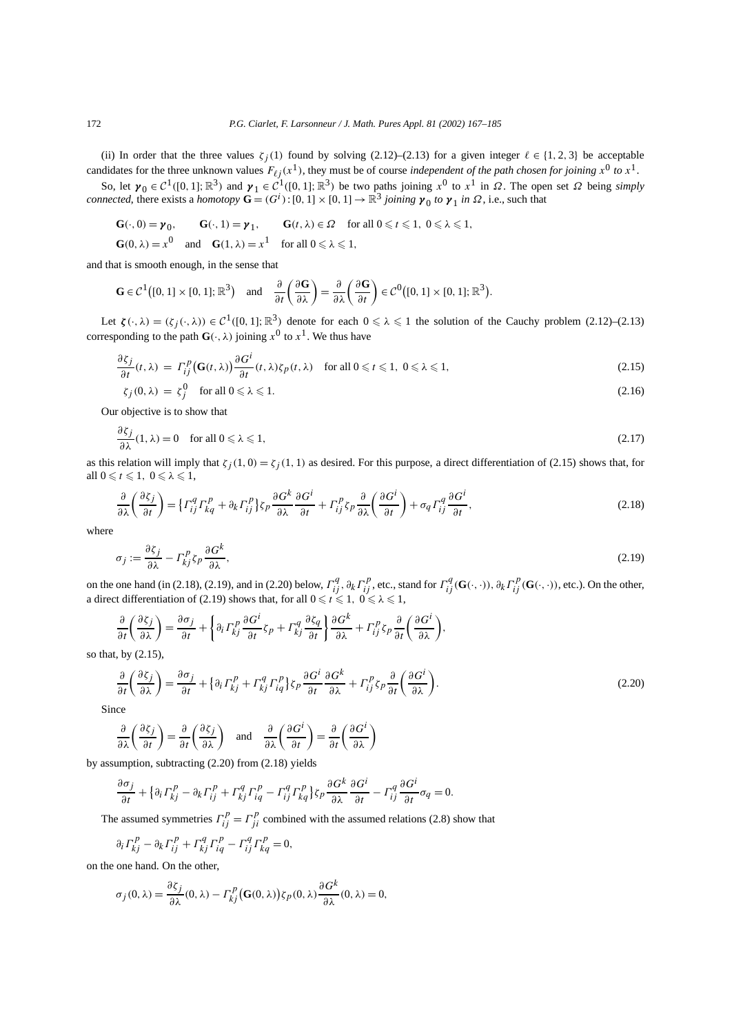(ii) In order that the three values $\zeta_j(1)$ found by solving (2.12)–(2.13) for a given integer $\ell \in \{1, 2, 3\}$ be acceptable candidates for the three unknown values $F_{\ell j}(x^1)$, they must be of course *independent of the path chosen for joining $x^0$ to $x^1$*.

So, let $\boldsymbol{\gamma}_0 \in \mathcal{C}^1([0,1]; \mathbb{R}^3)$ and $\boldsymbol{\gamma}_1 \in \mathcal{C}^1([0,1]; \mathbb{R}^3)$ be two paths joining $x^0$ to $x^1$ in $\Omega$. The open set $\Omega$ being *simply connected*, there exists a *homotopy* $\mathbf{G} = (G^i) : [0,1] \times [0,1] \to \mathbb{R}^3$ *joining $\boldsymbol{\gamma}_0$ to $\boldsymbol{\gamma}_1$ in $\Omega$*, i.e., such that

$$
\begin{aligned}
&\mathbf{G}(\cdot, 0) = \boldsymbol{\gamma}_0, \qquad \mathbf{G}(\cdot, 1) = \boldsymbol{\gamma}_1, \qquad \mathbf{G}(t, \lambda) \in \Omega \quad \text{for all } 0 \leqslant t \leqslant 1,\ 0 \leqslant \lambda \leqslant 1, \\
&\mathbf{G}(0, \lambda) = x^0 \quad \text{and} \quad \mathbf{G}(1, \lambda) = x^1 \quad \text{for all } 0 \leqslant \lambda \leqslant 1,
\end{aligned}
$$

and that is smooth enough, in the sense that

$$
\mathbf{G} \in \mathcal{C}^1\big([0,1] \times [0,1]; \mathbb{R}^3\big) \quad \text{and} \quad \frac{\partial}{\partial t}\left(\frac{\partial \mathbf{G}}{\partial \lambda}\right) = \frac{\partial}{\partial \lambda}\left(\frac{\partial \mathbf{G}}{\partial t}\right) \in \mathcal{C}^0\big([0,1] \times [0,1]; \mathbb{R}^3\big).
$$

Let $\boldsymbol{\zeta}(\cdot, \lambda) = (\zeta_j(\cdot, \lambda)) \in \mathcal{C}^1([0,1]; \mathbb{R}^3)$ denote for each $0 \leqslant \lambda \leqslant 1$ the solution of the Cauchy problem (2.12)–(2.13) corresponding to the path $\mathbf{G}(\cdot, \lambda)$ joining $x^0$ to $x^1$. We thus have

$$
\frac{\partial \zeta_j}{\partial t}(t, \lambda) = \Gamma_{ij}^p\big(\mathbf{G}(t, \lambda)\big) \frac{\partial G^i}{\partial t}(t, \lambda) \zeta_p(t, \lambda) \quad \text{for all } 0 \leqslant t \leqslant 1,\ 0 \leqslant \lambda \leqslant 1, \tag{2.15}
$$

$$
\zeta_j(0, \lambda) = \zeta_j^0 \quad \text{for all } 0 \leqslant \lambda \leqslant 1. \tag{2.16}
$$

Our objective is to show that

$$
\frac{\partial \zeta_j}{\partial \lambda}(1, \lambda) = 0 \quad \text{for all } 0 \leqslant \lambda \leqslant 1, \tag{2.17}
$$

as this relation will imply that $\zeta_j(1, 0) = \zeta_j(1, 1)$ as desired. For this purpose, a direct differentiation of (2.15) shows that, for all $0 \leqslant t \leqslant 1,\ 0 \leqslant \lambda \leqslant 1$,

$$
\frac{\partial}{\partial \lambda}\left(\frac{\partial \zeta_j}{\partial t}\right) = \big\{\Gamma_{ij}^q \Gamma_{kq}^p + \partial_k \Gamma_{ij}^p\big\} \zeta_p \frac{\partial G^k}{\partial \lambda} \frac{\partial G^i}{\partial t} + \Gamma_{ij}^p \zeta_p \frac{\partial}{\partial \lambda}\left(\frac{\partial G^i}{\partial t}\right) + \sigma_q \Gamma_{ij}^q \frac{\partial G^i}{\partial t}, \tag{2.18}
$$

where

$$
\sigma_j := \frac{\partial \zeta_j}{\partial \lambda} - \Gamma_{kj}^p \zeta_p \frac{\partial G^k}{\partial \lambda}, \tag{2.19}
$$

on the one hand (in (2.18), (2.19), and in (2.20) below, $\Gamma_{ij}^q$, $\partial_k \Gamma_{ij}^p$, etc., stand for $\Gamma_{ij}^q(\mathbf{G}(\cdot,\cdot))$, $\partial_k \Gamma_{ij}^p(\mathbf{G}(\cdot,\cdot))$, etc.). On the other, a direct differentiation of (2.19) shows that, for all $0 \leqslant t \leqslant 1,\ 0 \leqslant \lambda \leqslant 1$,

$$
\frac{\partial}{\partial t}\left(\frac{\partial \zeta_j}{\partial \lambda}\right) = \frac{\partial \sigma_j}{\partial t} + \left\{\partial_i \Gamma_{kj}^p \frac{\partial G^i}{\partial t} \zeta_p + \Gamma_{kj}^q \frac{\partial \zeta_q}{\partial t}\right\} \frac{\partial G^k}{\partial \lambda} + \Gamma_{ij}^p \zeta_p \frac{\partial}{\partial t}\left(\frac{\partial G^i}{\partial \lambda}\right),
$$

so that, by (2.15),

$$
\frac{\partial}{\partial t}\left(\frac{\partial \zeta_j}{\partial \lambda}\right) = \frac{\partial \sigma_j}{\partial t} + \big\{\partial_i \Gamma_{kj}^p + \Gamma_{kj}^q \Gamma_{iq}^p\big\} \zeta_p \frac{\partial G^i}{\partial t} \frac{\partial G^k}{\partial \lambda} + \Gamma_{ij}^p \zeta_p \frac{\partial}{\partial t}\left(\frac{\partial G^i}{\partial \lambda}\right). \tag{2.20}
$$

Since

$$
\frac{\partial}{\partial \lambda}\left(\frac{\partial \zeta_j}{\partial t}\right) = \frac{\partial}{\partial t}\left(\frac{\partial \zeta_j}{\partial \lambda}\right) \quad \text{and} \quad \frac{\partial}{\partial \lambda}\left(\frac{\partial G^i}{\partial t}\right) = \frac{\partial}{\partial t}\left(\frac{\partial G^i}{\partial \lambda}\right)
$$

by assumption, subtracting (2.20) from (2.18) yields

$$
\frac{\partial \sigma_j}{\partial t} + \big\{\partial_i \Gamma_{kj}^p - \partial_k \Gamma_{ij}^p + \Gamma_{kj}^q \Gamma_{iq}^p - \Gamma_{ij}^q \Gamma_{kq}^p\big\} \zeta_p \frac{\partial G^k}{\partial \lambda} \frac{\partial G^i}{\partial t} - \Gamma_{ij}^q \frac{\partial G^i}{\partial t} \sigma_q = 0.
$$

The assumed symmetries $\Gamma_{ij}^p = \Gamma_{ji}^p$ combined with the assumed relations (2.8) show that

$$
\partial_i \Gamma_{kj}^p - \partial_k \Gamma_{ij}^p + \Gamma_{kj}^q \Gamma_{iq}^p - \Gamma_{ij}^q \Gamma_{kq}^p = 0,
$$

on the one hand. On the other,

$$
\sigma_j(0, \lambda) = \frac{\partial \zeta_j}{\partial \lambda}(0, \lambda) - \Gamma_{kj}^p\big(\mathbf{G}(0, \lambda)\big) \zeta_p(0, \lambda) \frac{\partial G^k}{\partial \lambda}(0, \lambda) = 0,
$$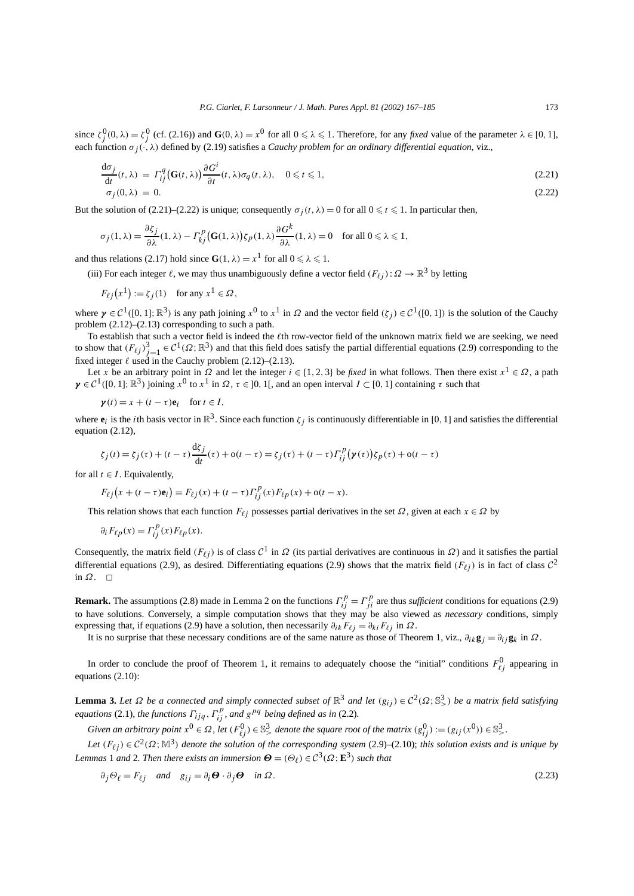since $\zeta_j^0(0,\lambda) = \zeta_j^0$ (cf. (2.16)) and $\mathbf{G}(0,\lambda) = x^0$ for all $0 \leqslant \lambda \leqslant 1$. Therefore, for any *fixed* value of the parameter $\lambda \in [0,1]$, each function $\sigma_j(\cdot,\lambda)$ defined by (2.19) satisfies a *Cauchy problem for an ordinary differential equation*, viz.,

$$\frac{\mathrm{d}\sigma_j}{\mathrm{d}t}(t,\lambda) = \Gamma_{ij}^q\big(\mathbf{G}(t,\lambda)\big)\frac{\partial G^i}{\partial t}(t,\lambda)\sigma_q(t,\lambda), \quad 0 \leqslant t \leqslant 1, \tag{2.21}$$

$$\sigma_j(0,\lambda) = 0. \tag{2.22}$$

But the solution of (2.21)–(2.22) is unique; consequently $\sigma_j(t,\lambda) = 0$ for all $0 \leqslant t \leqslant 1$. In particular then,

$$\sigma_j(1,\lambda) = \frac{\partial \zeta_j}{\partial \lambda}(1,\lambda) - \Gamma_{kj}^p\big(\mathbf{G}(1,\lambda)\big)\zeta_p(1,\lambda)\frac{\partial G^k}{\partial \lambda}(1,\lambda) = 0 \quad \text{for all } 0 \leqslant \lambda \leqslant 1,$$

and thus relations (2.17) hold since $\mathbf{G}(1,\lambda) = x^1$ for all $0 \leqslant \lambda \leqslant 1$.

(iii) For each integer $\ell$, we may thus unambiguously define a vector field $(F_{\ell j}) : \Omega \to \mathbb{R}^3$ by letting

$$F_{\ell j}(x^1) := \zeta_j(1) \quad \text{for any } x^1 \in \Omega,$$

where $\boldsymbol{\gamma} \in \mathcal{C}^1([0,1];\mathbb{R}^3)$ is any path joining $x^0$ to $x^1$ in $\Omega$ and the vector field $(\zeta_j) \in \mathcal{C}^1([0,1])$ is the solution of the Cauchy problem (2.12)–(2.13) corresponding to such a path.

To establish that such a vector field is indeed the $\ell$th row-vector field of the unknown matrix field we are seeking, we need to show that $(F_{\ell j})_{j=1}^3 \in \mathcal{C}^1(\Omega;\mathbb{R}^3)$ and that this field does satisfy the partial differential equations (2.9) corresponding to the fixed integer $\ell$ used in the Cauchy problem (2.12)–(2.13).

Let $x$ be an arbitrary point in $\Omega$ and let the integer $i \in \{1,2,3\}$ be *fixed* in what follows. Then there exist $x^1 \in \Omega$, a path $\boldsymbol{\gamma} \in \mathcal{C}^1([0,1];\mathbb{R}^3)$ joining $x^0$ to $x^1$ in $\Omega$, $\tau \in ]0,1[$, and an open interval $I \subset [0,1]$ containing $\tau$ such that

$$\boldsymbol{\gamma}(t) = x + (t-\tau)\mathbf{e}_i \quad \text{for } t \in I,$$

where $\mathbf{e}_i$ is the $i$th basis vector in $\mathbb{R}^3$. Since each function $\zeta_j$ is continuously differentiable in $[0,1]$ and satisfies the differential equation (2.12),

$$\zeta_j(t) = \zeta_j(\tau) + (t-\tau)\frac{\mathrm{d}\zeta_j}{\mathrm{d}t}(\tau) + \mathrm{o}(t-\tau) = \zeta_j(\tau) + (t-\tau)\Gamma_{ij}^p\big(\boldsymbol{\gamma}(\tau)\big)\zeta_p(\tau) + \mathrm{o}(t-\tau)$$

for all $t \in I$. Equivalently,

$$F_{\ell j}\big(x + (t-\tau)\mathbf{e}_i\big) = F_{\ell j}(x) + (t-\tau)\Gamma_{ij}^p(x)F_{\ell p}(x) + \mathrm{o}(t-x).$$

This relation shows that each function $F_{\ell j}$ possesses partial derivatives in the set $\Omega$, given at each $x \in \Omega$ by

$$\partial_i F_{\ell p}(x) = \Gamma_{ij}^p(x)F_{\ell p}(x).$$

Consequently, the matrix field $(F_{\ell j})$ is of class $\mathcal{C}^1$ in $\Omega$ (its partial derivatives are continuous in $\Omega$) and it satisfies the partial differential equations (2.9), as desired. Differentiating equations (2.9) shows that the matrix field $(F_{\ell j})$ is in fact of class $\mathcal{C}^2$ in $\Omega$. $\square$

**Remark.** The assumptions (2.8) made in Lemma 2 on the functions $\Gamma_{ij}^p = \Gamma_{ji}^p$ are thus *sufficient* conditions for equations (2.9) to have solutions. Conversely, a simple computation shows that they may be also viewed as *necessary* conditions, simply expressing that, if equations (2.9) have a solution, then necessarily $\partial_{ik}F_{\ell j} = \partial_{ki}F_{\ell j}$ in $\Omega$.

It is no surprise that these necessary conditions are of the same nature as those of Theorem 1, viz., $\partial_{ik}\mathbf{g}_j = \partial_{ij}\mathbf{g}_k$ in $\Omega$.

In order to conclude the proof of Theorem 1, it remains to adequately choose the "initial" conditions $F_{\ell j}^0$ appearing in equations (2.10):

**Lemma 3.** *Let $\Omega$ be a connected and simply connected subset of $\mathbb{R}^3$ and let $(g_{ij}) \in \mathcal{C}^2(\Omega;\mathbb{S}^3_>)$ be a matrix field satisfying equations* (2.1)*, the functions $\Gamma_{ijq}$, $\Gamma_{ij}^p$, and $g^{pq}$ being defined as in* (2.2)*.*

*Given an arbitrary point $x^0 \in \Omega$, let $(F_{\ell j}^0) \in \mathbb{S}^3_>$ denote the square root of the matrix $(g_{ij}^0) := (g_{ij}(x^0)) \in \mathbb{S}^3_>$.*

*Let $(F_{\ell j}) \in \mathcal{C}^2(\Omega;\mathbb{M}^3)$ denote the solution of the corresponding system* (2.9)–(2.10)*; this solution exists and is unique by Lemmas* 1 *and* 2*. Then there exists an immersion $\boldsymbol{\Theta} = (\Theta_\ell) \in \mathcal{C}^3(\Omega;\mathbf{E}^3)$ such that*

$$\partial_j\Theta_\ell = F_{\ell j} \quad \text{and} \quad g_{ij} = \partial_i\boldsymbol{\Theta}\cdot\partial_j\boldsymbol{\Theta} \quad \text{in } \Omega. \tag{2.23}$$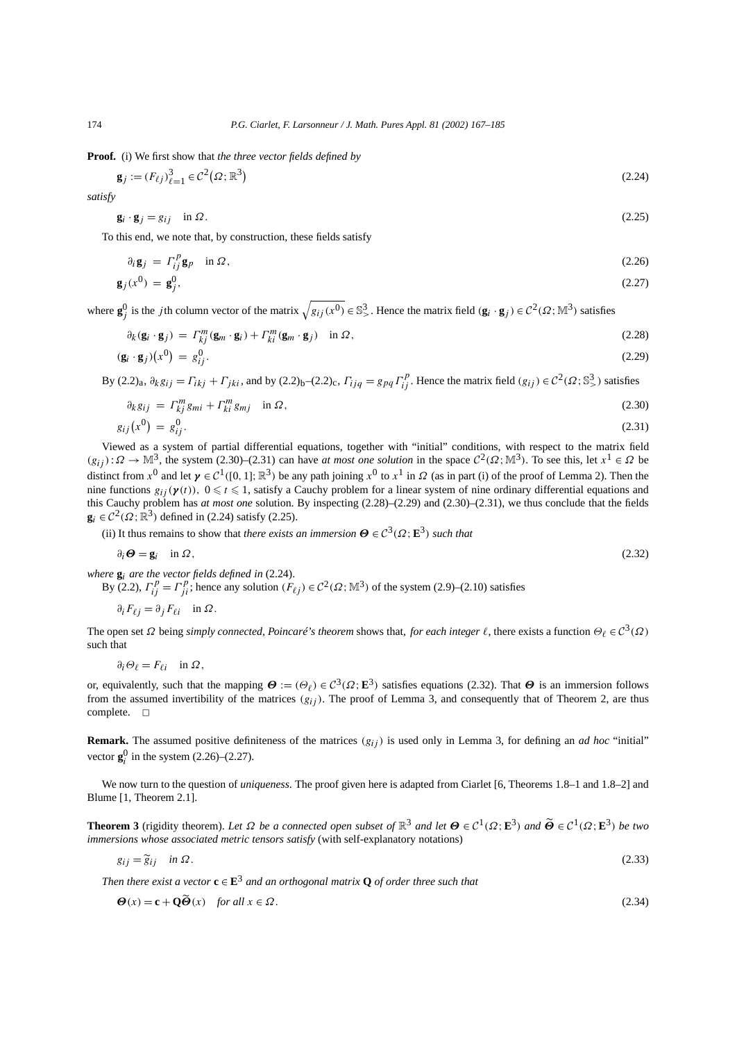**Proof.** (i) We first show that *the three vector fields defined by*

$$\mathbf{g}_j := (F_{\ell j})_{\ell=1}^3 \in \mathcal{C}^2(\Omega; \mathbb{R}^3) \tag{2.24}$$

*satisfy*

$$\mathbf{g}_i \cdot \mathbf{g}_j = g_{ij} \quad \text{in } \Omega. \tag{2.25}$$

To this end, we note that, by construction, these fields satisfy

$$\partial_i \mathbf{g}_j = \Gamma_{ij}^p \mathbf{g}_p \quad \text{in } \Omega, \tag{2.26}$$

$$\mathbf{g}_j(x^0) = \mathbf{g}_j^0, \tag{2.27}$$

where $\mathbf{g}_j^0$ is the $j$th column vector of the matrix $\sqrt{g_{ij}(x^0)} \in \mathbb{S}_>^3$. Hence the matrix field $(\mathbf{g}_i \cdot \mathbf{g}_j) \in \mathcal{C}^2(\Omega; \mathbb{M}^3)$ satisfies

$$\partial_k(\mathbf{g}_i \cdot \mathbf{g}_j) = \Gamma_{kj}^m(\mathbf{g}_m \cdot \mathbf{g}_i) + \Gamma_{ki}^m(\mathbf{g}_m \cdot \mathbf{g}_j) \quad \text{in } \Omega, \tag{2.28}$$

$$(\mathbf{g}_i \cdot \mathbf{g}_j)(x^0) = g_{ij}^0. \tag{2.29}$$

By (2.2)$_\text{a}$, $\partial_k g_{ij} = \Gamma_{ikj} + \Gamma_{jki}$, and by (2.2)$_\text{b}$–(2.2)$_\text{c}$, $\Gamma_{ijq} = g_{pq}\Gamma_{ij}^p$. Hence the matrix field $(g_{ij}) \in \mathcal{C}^2(\Omega; \mathbb{S}_>^3)$ satisfies

$$\partial_k g_{ij} = \Gamma_{kj}^m g_{mi} + \Gamma_{ki}^m g_{mj} \quad \text{in } \Omega, \tag{2.30}$$

$$g_{ij}(x^0) = g_{ij}^0. \tag{2.31}$$

Viewed as a system of partial differential equations, together with "initial" conditions, with respect to the matrix field $(g_{ij}) : \Omega \to \mathbb{M}^3$, the system (2.30)–(2.31) can have *at most one solution* in the space $\mathcal{C}^2(\Omega; \mathbb{M}^3)$. To see this, let $x^1 \in \Omega$ be distinct from $x^0$ and let $\boldsymbol{\gamma} \in \mathcal{C}^1([0,1]; \mathbb{R}^3)$ be any path joining $x^0$ to $x^1$ in $\Omega$ (as in part (i) of the proof of Lemma 2). Then the nine functions $g_{ij}(\boldsymbol{\gamma}(t))$, $0 \leqslant t \leqslant 1$, satisfy a Cauchy problem for a linear system of nine ordinary differential equations and this Cauchy problem has *at most one* solution. By inspecting (2.28)–(2.29) and (2.30)–(2.31), we thus conclude that the fields $\mathbf{g}_i \in \mathcal{C}^2(\Omega; \mathbb{R}^3)$ defined in (2.24) satisfy (2.25).

(ii) It thus remains to show that *there exists an immersion $\boldsymbol{\Theta} \in \mathcal{C}^3(\Omega; \mathbf{E}^3)$ such that*

$$\partial_i \boldsymbol{\Theta} = \mathbf{g}_i \quad \text{in } \Omega, \tag{2.32}$$

*where $\mathbf{g}_i$ are the vector fields defined in* (2.24).

By (2.2), $\Gamma_{ij}^p = \Gamma_{ji}^p$; hence any solution $(F_{\ell j}) \in \mathcal{C}^2(\Omega; \mathbb{M}^3)$ of the system (2.9)–(2.10) satisfies

$$\partial_i F_{\ell j} = \partial_j F_{\ell i} \quad \text{in } \Omega.$$

The open set $\Omega$ being *simply connected, Poincaré's theorem* shows that, *for each integer $\ell$*, there exists a function $\Theta_\ell \in \mathcal{C}^3(\Omega)$ such that

$$\partial_i \Theta_\ell = F_{\ell i} \quad \text{in } \Omega,$$

or, equivalently, such that the mapping $\boldsymbol{\Theta} := (\Theta_\ell) \in \mathcal{C}^3(\Omega; \mathbf{E}^3)$ satisfies equations (2.32). That $\boldsymbol{\Theta}$ is an immersion follows from the assumed invertibility of the matrices $(g_{ij})$. The proof of Lemma 3, and consequently that of Theorem 2, are thus complete. $\square$

**Remark.** The assumed positive definiteness of the matrices $(g_{ij})$ is used only in Lemma 3, for defining an *ad hoc* "initial" vector $\mathbf{g}_i^0$ in the system (2.26)–(2.27).

We now turn to the question of *uniqueness*. The proof given here is adapted from Ciarlet [6, Theorems 1.8–1 and 1.8–2] and Blume [1, Theorem 2.1].

**Theorem 3** (rigidity theorem). *Let $\Omega$ be a connected open subset of $\mathbb{R}^3$ and let $\boldsymbol{\Theta} \in \mathcal{C}^1(\Omega; \mathbf{E}^3)$ and $\widetilde{\boldsymbol{\Theta}} \in \mathcal{C}^1(\Omega; \mathbf{E}^3)$ be two immersions whose associated metric tensors satisfy* (with self-explanatory notations)

$$g_{ij} = \widetilde{g}_{ij} \quad \textit{in } \Omega. \tag{2.33}$$

*Then there exist a vector $\mathbf{c} \in \mathbf{E}^3$ and an orthogonal matrix $\mathbf{Q}$ of order three such that*

$$\boldsymbol{\Theta}(x) = \mathbf{c} + \mathbf{Q}\widetilde{\boldsymbol{\Theta}}(x) \quad \textit{for all } x \in \Omega. \tag{2.34}$$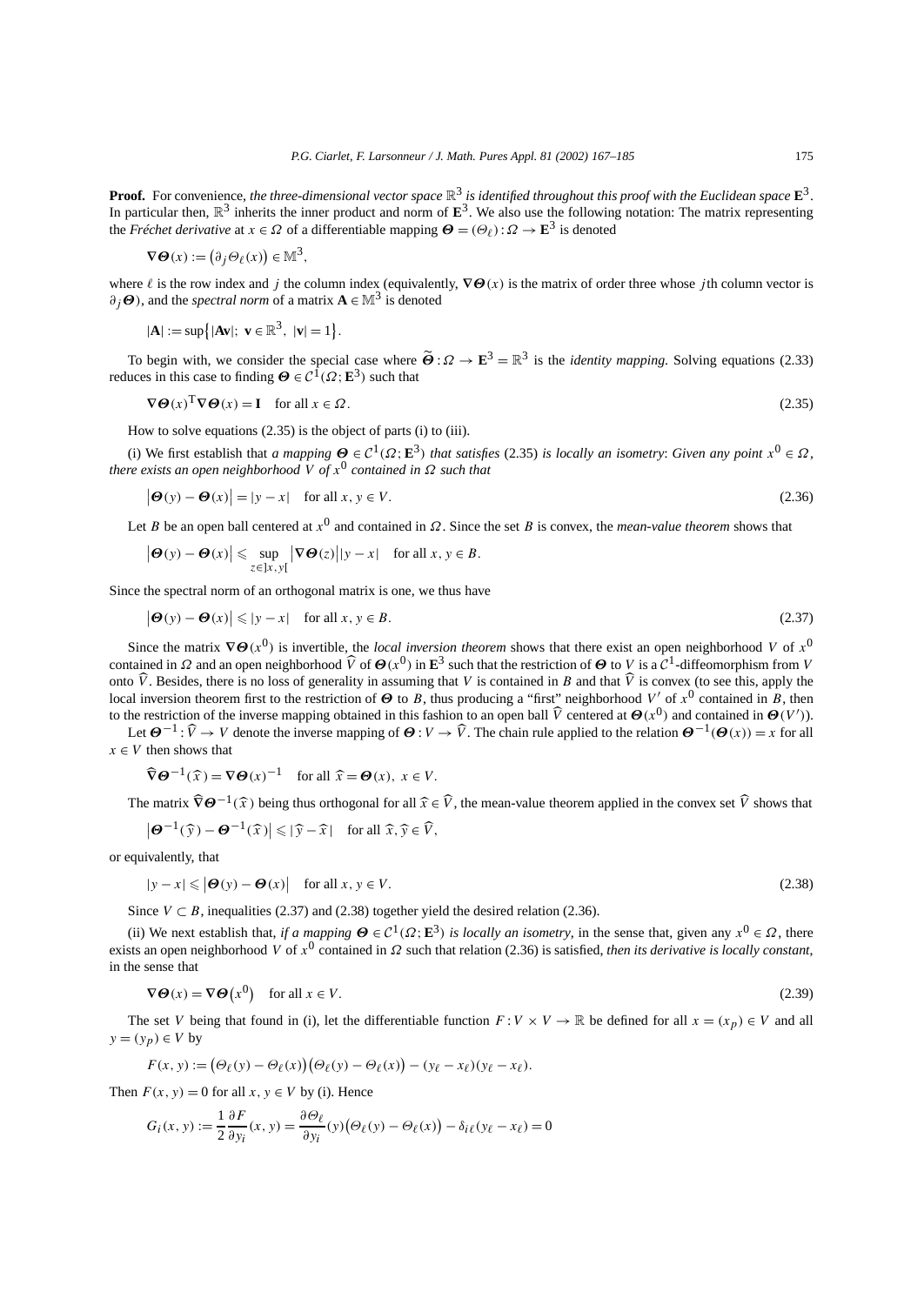**Proof.** For convenience, *the three-dimensional vector space* $\mathbb{R}^3$ *is identified throughout this proof with the Euclidean space* $\mathbf{E}^3$. In particular then, $\mathbb{R}^3$ inherits the inner product and norm of $\mathbf{E}^3$. We also use the following notation: The matrix representing the *Fréchet derivative* at $x \in \Omega$ of a differentiable mapping $\boldsymbol{\Theta} = (\Theta_\ell) : \Omega \to \mathbf{E}^3$ is denoted

$$\boldsymbol{\nabla}\boldsymbol{\Theta}(x) := \big(\partial_j \Theta_\ell(x)\big) \in \mathbb{M}^3,$$

where $\ell$ is the row index and $j$ the column index (equivalently, $\boldsymbol{\nabla}\boldsymbol{\Theta}(x)$ is the matrix of order three whose $j$th column vector is $\partial_j \boldsymbol{\Theta}$), and the *spectral norm* of a matrix $\mathbf{A} \in \mathbb{M}^3$ is denoted

$$|\mathbf{A}| := \sup\big\{|\mathbf{A}\mathbf{v}|;\ \mathbf{v} \in \mathbb{R}^3,\ |\mathbf{v}| = 1\big\}.$$

To begin with, we consider the special case where $\widetilde{\boldsymbol{\Theta}} : \Omega \to \mathbf{E}^3 = \mathbb{R}^3$ is the *identity mapping*. Solving equations (2.33) reduces in this case to finding $\boldsymbol{\Theta} \in \mathcal{C}^1(\Omega; \mathbf{E}^3)$ such that

$$\boldsymbol{\nabla}\boldsymbol{\Theta}(x)^{\mathrm{T}} \boldsymbol{\nabla}\boldsymbol{\Theta}(x) = \mathbf{I} \quad \text{for all } x \in \Omega. \tag{2.35}$$

How to solve equations (2.35) is the object of parts (i) to (iii).

(i) We first establish that *a mapping* $\boldsymbol{\Theta} \in \mathcal{C}^1(\Omega; \mathbf{E}^3)$ *that satisfies* (2.35) *is locally an isometry*: *Given any point* $x^0 \in \Omega$, *there exists an open neighborhood* $V$ *of* $x^0$ *contained in* $\Omega$ *such that*

$$\big|\boldsymbol{\Theta}(y) - \boldsymbol{\Theta}(x)\big| = |y - x| \quad \text{for all } x, y \in V. \tag{2.36}$$

Let $B$ be an open ball centered at $x^0$ and contained in $\Omega$. Since the set $B$ is convex, the *mean-value theorem* shows that

$$\big|\boldsymbol{\Theta}(y) - \boldsymbol{\Theta}(x)\big| \leqslant \sup_{z \in ]x,y[} \big|\boldsymbol{\nabla}\boldsymbol{\Theta}(z)\big| |y - x| \quad \text{for all } x, y \in B.$$

Since the spectral norm of an orthogonal matrix is one, we thus have

$$\big|\boldsymbol{\Theta}(y) - \boldsymbol{\Theta}(x)\big| \leqslant |y - x| \quad \text{for all } x, y \in B. \tag{2.37}$$

Since the matrix $\boldsymbol{\nabla}\boldsymbol{\Theta}(x^0)$ is invertible, the *local inversion theorem* shows that there exist an open neighborhood $V$ of $x^0$ contained in $\Omega$ and an open neighborhood $\widehat{V}$ of $\boldsymbol{\Theta}(x^0)$ in $\mathbf{E}^3$ such that the restriction of $\boldsymbol{\Theta}$ to $V$ is a $\mathcal{C}^1$-diffeomorphism from $V$ onto $\widehat{V}$. Besides, there is no loss of generality in assuming that $V$ is contained in $B$ and that $\widehat{V}$ is convex (to see this, apply the local inversion theorem first to the restriction of $\boldsymbol{\Theta}$ to $B$, thus producing a "first" neighborhood $V'$ of $x^0$ contained in $B$, then to the restriction of the inverse mapping obtained in this fashion to an open ball $\widehat{V}$ centered at $\boldsymbol{\Theta}(x^0)$ and contained in $\boldsymbol{\Theta}(V')$).

Let $\boldsymbol{\Theta}^{-1} : \widehat{V} \to V$ denote the inverse mapping of $\boldsymbol{\Theta} : V \to \widehat{V}$. The chain rule applied to the relation $\boldsymbol{\Theta}^{-1}(\boldsymbol{\Theta}(x)) = x$ for all $x \in V$ then shows that

$$\widehat{\boldsymbol{\nabla}}\boldsymbol{\Theta}^{-1}(\widehat{x}) = \boldsymbol{\nabla}\boldsymbol{\Theta}(x)^{-1} \quad \text{for all } \widehat{x} = \boldsymbol{\Theta}(x),\ x \in V.$$

The matrix $\widehat{\boldsymbol{\nabla}}\boldsymbol{\Theta}^{-1}(\widehat{x})$ being thus orthogonal for all $\widehat{x} \in \widehat{V}$, the mean-value theorem applied in the convex set $\widehat{V}$ shows that

$$\big|\boldsymbol{\Theta}^{-1}(\widehat{y}) - \boldsymbol{\Theta}^{-1}(\widehat{x})\big| \leqslant |\widehat{y} - \widehat{x}| \quad \text{for all } \widehat{x}, \widehat{y} \in \widehat{V},$$

or equivalently, that

$$|y - x| \leqslant \big|\boldsymbol{\Theta}(y) - \boldsymbol{\Theta}(x)\big| \quad \text{for all } x, y \in V. \tag{2.38}$$

Since $V \subset B$, inequalities (2.37) and (2.38) together yield the desired relation (2.36).

(ii) We next establish that, *if a mapping* $\boldsymbol{\Theta} \in \mathcal{C}^1(\Omega; \mathbf{E}^3)$ *is locally an isometry*, in the sense that, given any $x^0 \in \Omega$, there exists an open neighborhood $V$ of $x^0$ contained in $\Omega$ such that relation (2.36) is satisfied, *then its derivative is locally constant*, in the sense that

$$\boldsymbol{\nabla}\boldsymbol{\Theta}(x) = \boldsymbol{\nabla}\boldsymbol{\Theta}\big(x^0\big) \quad \text{for all } x \in V. \tag{2.39}$$

The set $V$ being that found in (i), let the differentiable function $F : V \times V \to \mathbb{R}$ be defined for all $x = (x_p) \in V$ and all $y = (y_p) \in V$ by

$$F(x, y) := \big(\Theta_\ell(y) - \Theta_\ell(x)\big)\big(\Theta_\ell(y) - \Theta_\ell(x)\big) - (y_\ell - x_\ell)(y_\ell - x_\ell).$$

Then $F(x, y) = 0$ for all $x, y \in V$ by (i). Hence

$$G_i(x, y) := \frac{1}{2}\frac{\partial F}{\partial y_i}(x, y) = \frac{\partial \Theta_\ell}{\partial y_i}(y)\big(\Theta_\ell(y) - \Theta_\ell(x)\big) - \delta_{i\ell}(y_\ell - x_\ell) = 0$$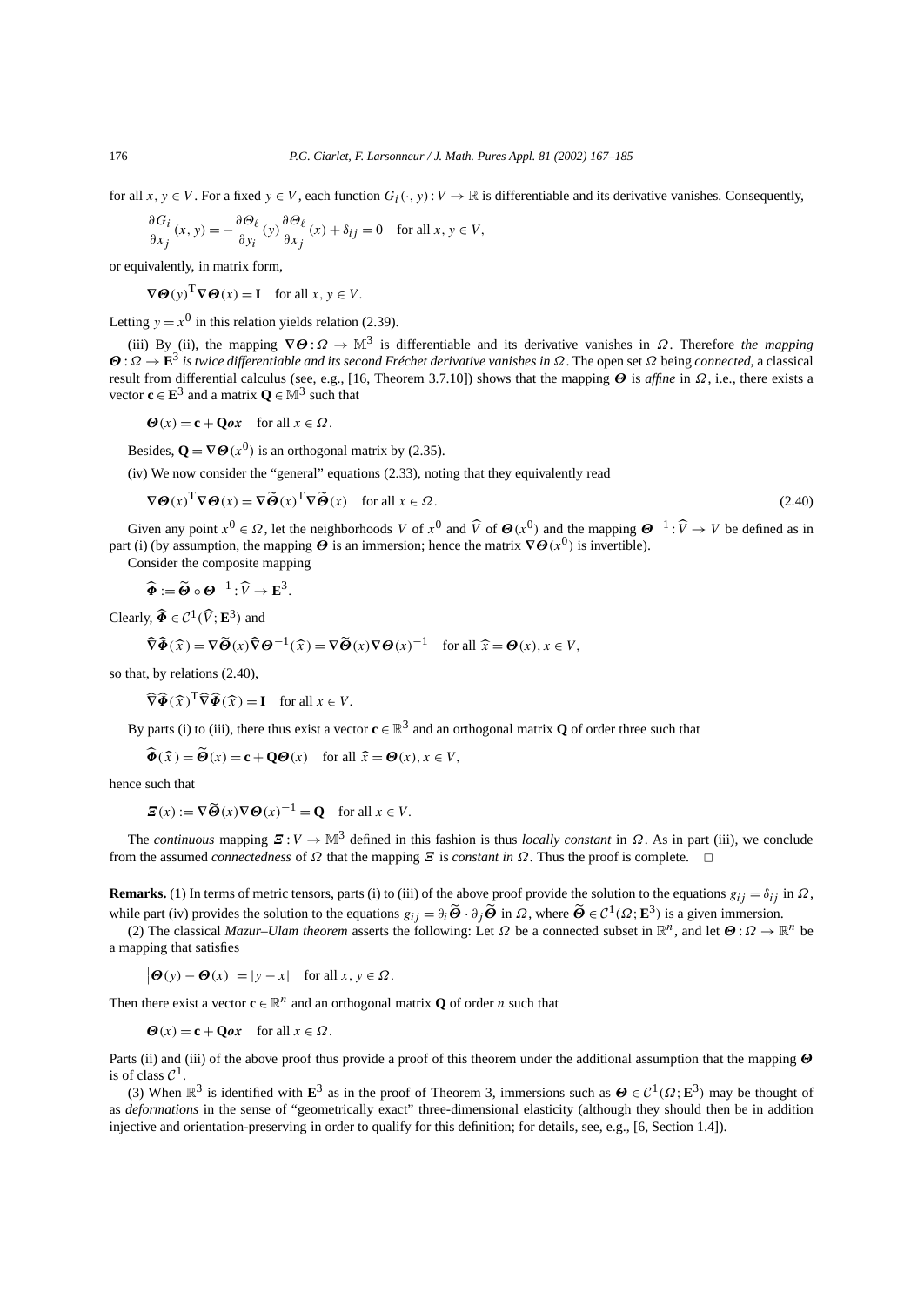for all $x, y \in V$. For a fixed $y \in V$, each function $G_i(\cdot, y) : V \to \mathbb{R}$ is differentiable and its derivative vanishes. Consequently,

$$\frac{\partial G_i}{\partial x_j}(x, y) = -\frac{\partial \Theta_\ell}{\partial y_i}(y)\frac{\partial \Theta_\ell}{\partial x_j}(x) + \delta_{ij} = 0 \quad \text{for all } x, y \in V,$$

or equivalently, in matrix form,

$$\boldsymbol{\nabla}\boldsymbol{\Theta}(y)^{\mathrm{T}}\boldsymbol{\nabla}\boldsymbol{\Theta}(x) = \mathbf{I} \quad \text{for all } x, y \in V.$$

Letting $y = x^0$ in this relation yields relation (2.39).

(iii) By (ii), the mapping $\boldsymbol{\nabla}\boldsymbol{\Theta} : \Omega \to \mathbb{M}^3$ is differentiable and its derivative vanishes in $\Omega$. Therefore *the mapping* $\boldsymbol{\Theta} : \Omega \to \mathbf{E}^3$ *is twice differentiable and its second Fréchet derivative vanishes in* $\Omega$. The open set $\Omega$ being *connected*, a classical result from differential calculus (see, e.g., [16, Theorem 3.7.10]) shows that the mapping $\boldsymbol{\Theta}$ is *affine* in $\Omega$, i.e., there exists a vector $\mathbf{c} \in \mathbf{E}^3$ and a matrix $\mathbf{Q} \in \mathbb{M}^3$ such that

$$\boldsymbol{\Theta}(x) = \mathbf{c} + \mathbf{Q}\boldsymbol{ox} \quad \text{for all } x \in \Omega.$$

Besides, $\mathbf{Q} = \boldsymbol{\nabla}\boldsymbol{\Theta}(x^0)$ is an orthogonal matrix by (2.35).

(iv) We now consider the "general" equations (2.33), noting that they equivalently read

$$\boldsymbol{\nabla}\boldsymbol{\Theta}(x)^{\mathrm{T}}\boldsymbol{\nabla}\boldsymbol{\Theta}(x) = \boldsymbol{\nabla}\widetilde{\boldsymbol{\Theta}}(x)^{\mathrm{T}}\boldsymbol{\nabla}\widetilde{\boldsymbol{\Theta}}(x) \quad \text{for all } x \in \Omega. \tag{2.40}$$

Given any point $x^0 \in \Omega$, let the neighborhoods $V$ of $x^0$ and $\widehat{V}$ of $\boldsymbol{\Theta}(x^0)$ and the mapping $\boldsymbol{\Theta}^{-1} : \widehat{V} \to V$ be defined as in part (i) (by assumption, the mapping $\boldsymbol{\Theta}$ is an immersion; hence the matrix $\boldsymbol{\nabla}\boldsymbol{\Theta}(x^0)$ is invertible).

Consider the composite mapping

$$\widehat{\boldsymbol{\Phi}} := \widetilde{\boldsymbol{\Theta}} \circ \boldsymbol{\Theta}^{-1} : \widehat{V} \to \mathbf{E}^3.$$

Clearly, $\widehat{\boldsymbol{\Phi}} \in \mathcal{C}^1(\widehat{V}; \mathbf{E}^3)$ and

$$\widehat{\boldsymbol{\nabla}}\widehat{\boldsymbol{\Phi}}(\widehat{x}) = \boldsymbol{\nabla}\widetilde{\boldsymbol{\Theta}}(x)\widehat{\boldsymbol{\nabla}}\boldsymbol{\Theta}^{-1}(\widehat{x}) = \boldsymbol{\nabla}\widetilde{\boldsymbol{\Theta}}(x)\boldsymbol{\nabla}\boldsymbol{\Theta}(x)^{-1} \quad \text{for all } \widehat{x} = \boldsymbol{\Theta}(x), x \in V,$$

so that, by relations (2.40),

$$\widehat{\boldsymbol{\nabla}}\widehat{\boldsymbol{\Phi}}(\widehat{x})^{\mathrm{T}}\widehat{\boldsymbol{\nabla}}\widehat{\boldsymbol{\Phi}}(\widehat{x}) = \mathbf{I} \quad \text{for all } x \in V.$$

By parts (i) to (iii), there thus exist a vector $\mathbf{c} \in \mathbb{R}^3$ and an orthogonal matrix $\mathbf{Q}$ of order three such that

$$\widehat{\boldsymbol{\Phi}}(\widehat{x}) = \widetilde{\boldsymbol{\Theta}}(x) = \mathbf{c} + \mathbf{Q}\boldsymbol{\Theta}(x) \quad \text{for all } \widehat{x} = \boldsymbol{\Theta}(x), x \in V,$$

hence such that

$$\boldsymbol{\Xi}(x) := \boldsymbol{\nabla}\widetilde{\boldsymbol{\Theta}}(x)\boldsymbol{\nabla}\boldsymbol{\Theta}(x)^{-1} = \mathbf{Q} \quad \text{for all } x \in V.$$

The *continuous* mapping $\boldsymbol{\Xi} : V \to \mathbb{M}^3$ defined in this fashion is thus *locally constant* in $\Omega$. As in part (iii), we conclude from the assumed *connectedness* of $\Omega$ that the mapping $\boldsymbol{\Xi}$ is *constant in* $\Omega$. Thus the proof is complete. □

**Remarks.** (1) In terms of metric tensors, parts (i) to (iii) of the above proof provide the solution to the equations $g_{ij} = \delta_{ij}$ in $\Omega$, while part (iv) provides the solution to the equations $g_{ij} = \partial_i\widetilde{\boldsymbol{\Theta}} \cdot \partial_j\widetilde{\boldsymbol{\Theta}}$ in $\Omega$, where $\widetilde{\boldsymbol{\Theta}} \in \mathcal{C}^1(\Omega; \mathbf{E}^3)$ is a given immersion.

(2) The classical *Mazur–Ulam theorem* asserts the following: Let $\Omega$ be a connected subset in $\mathbb{R}^n$, and let $\boldsymbol{\Theta} : \Omega \to \mathbb{R}^n$ be a mapping that satisfies

$$\left|\boldsymbol{\Theta}(y) - \boldsymbol{\Theta}(x)\right| = |y - x| \quad \text{for all } x, y \in \Omega.$$

Then there exist a vector $\mathbf{c} \in \mathbb{R}^n$ and an orthogonal matrix $\mathbf{Q}$ of order $n$ such that

$$\boldsymbol{\Theta}(x) = \mathbf{c} + \mathbf{Q}\boldsymbol{ox} \quad \text{for all } x \in \Omega.$$

Parts (ii) and (iii) of the above proof thus provide a proof of this theorem under the additional assumption that the mapping $\boldsymbol{\Theta}$ is of class $\mathcal{C}^1$.

(3) When $\mathbb{R}^3$ is identified with $\mathbf{E}^3$ as in the proof of Theorem 3, immersions such as $\boldsymbol{\Theta} \in \mathcal{C}^1(\Omega; \mathbf{E}^3)$ may be thought of as *deformations* in the sense of "geometrically exact" three-dimensional elasticity (although they should then be in addition injective and orientation-preserving in order to qualify for this definition; for details, see, e.g., [6, Section 1.4]).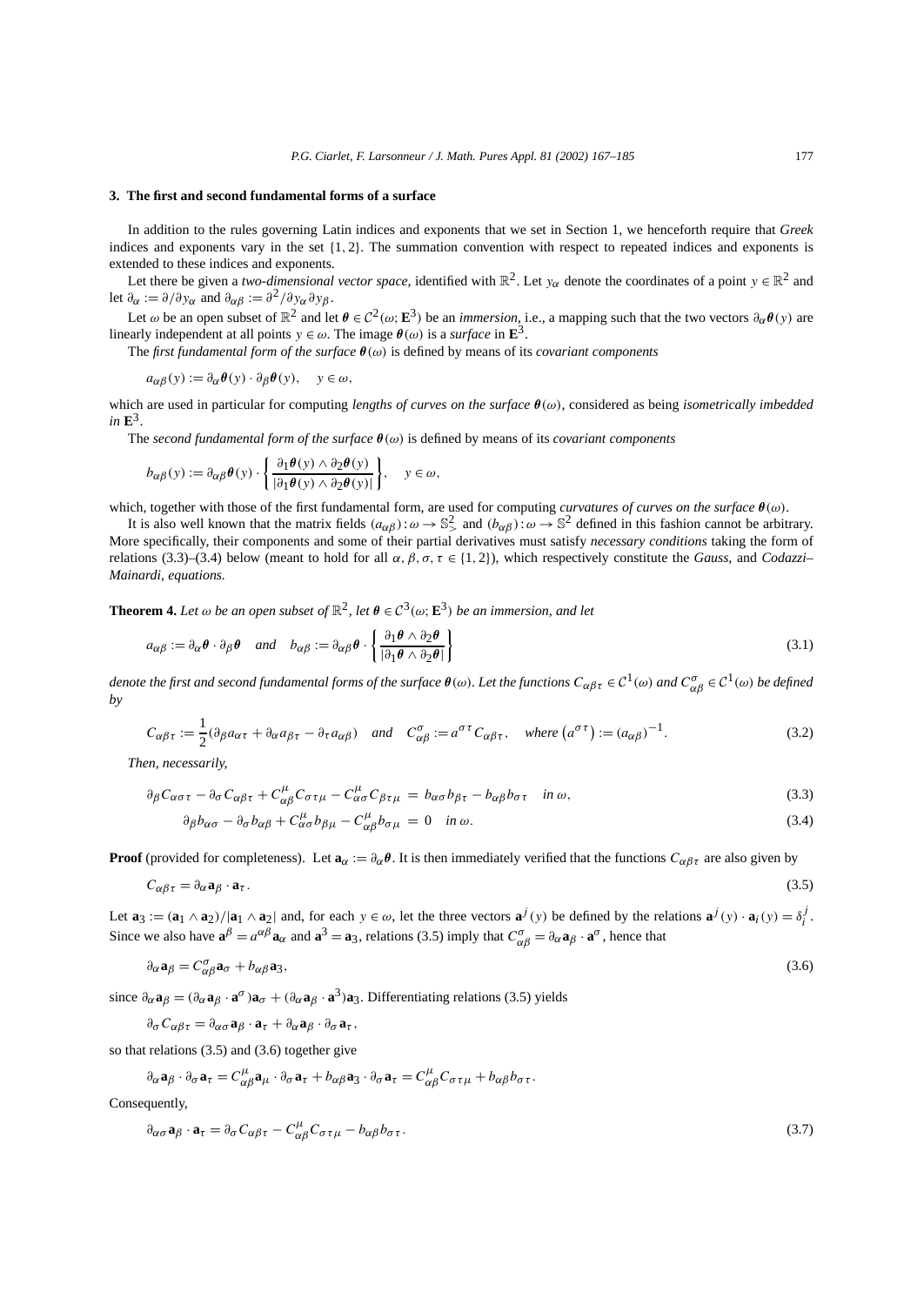## 3. The first and second fundamental forms of a surface

In addition to the rules governing Latin indices and exponents that we set in Section 1, we henceforth require that *Greek* indices and exponents vary in the set $\{1, 2\}$. The summation convention with respect to repeated indices and exponents is extended to these indices and exponents.

Let there be given a *two-dimensional vector space*, identified with $\mathbb{R}^2$. Let $y_\alpha$ denote the coordinates of a point $y \in \mathbb{R}^2$ and let $\partial_\alpha := \partial/\partial y_\alpha$ and $\partial_{\alpha\beta} := \partial^2/\partial y_\alpha \partial y_\beta$.

Let $\omega$ be an open subset of $\mathbb{R}^2$ and let $\boldsymbol{\theta} \in \mathcal{C}^2(\omega; \mathbf{E}^3)$ be an *immersion*, i.e., a mapping such that the two vectors $\partial_\alpha \boldsymbol{\theta}(y)$ are linearly independent at all points $y \in \omega$. The image $\boldsymbol{\theta}(\omega)$ is a *surface* in $\mathbf{E}^3$.

The *first fundamental form of the surface* $\boldsymbol{\theta}(\omega)$ is defined by means of its *covariant components*

$$a_{\alpha\beta}(y) := \partial_\alpha \boldsymbol{\theta}(y) \cdot \partial_\beta \boldsymbol{\theta}(y), \quad y \in \omega,$$

which are used in particular for computing *lengths of curves on the surface* $\boldsymbol{\theta}(\omega)$, considered as being *isometrically imbedded in* $\mathbf{E}^3$.

The *second fundamental form of the surface* $\boldsymbol{\theta}(\omega)$ is defined by means of its *covariant components*

$$b_{\alpha\beta}(y) := \partial_{\alpha\beta} \boldsymbol{\theta}(y) \cdot \left\{ \frac{\partial_1 \boldsymbol{\theta}(y) \wedge \partial_2 \boldsymbol{\theta}(y)}{|\partial_1 \boldsymbol{\theta}(y) \wedge \partial_2 \boldsymbol{\theta}(y)|} \right\}, \quad y \in \omega,$$

which, together with those of the first fundamental form, are used for computing *curvatures of curves on the surface* $\boldsymbol{\theta}(\omega)$.

It is also well known that the matrix fields $(a_{\alpha\beta}) : \omega \to \mathbb{S}^2_>$ and $(b_{\alpha\beta}) : \omega \to \mathbb{S}^2$ defined in this fashion cannot be arbitrary. More specifically, their components and some of their partial derivatives must satisfy *necessary conditions* taking the form of relations (3.3)–(3.4) below (meant to hold for all $\alpha, \beta, \sigma, \tau \in \{1, 2\}$), which respectively constitute the *Gauss*, and *Codazzi–Mainardi, equations*.

**Theorem 4.** *Let $\omega$ be an open subset of $\mathbb{R}^2$, let $\boldsymbol{\theta} \in \mathcal{C}^3(\omega; \mathbf{E}^3)$ be an immersion, and let*

$$a_{\alpha\beta} := \partial_\alpha \boldsymbol{\theta} \cdot \partial_\beta \boldsymbol{\theta} \quad \text{and} \quad b_{\alpha\beta} := \partial_{\alpha\beta} \boldsymbol{\theta} \cdot \left\{ \frac{\partial_1 \boldsymbol{\theta} \wedge \partial_2 \boldsymbol{\theta}}{|\partial_1 \boldsymbol{\theta} \wedge \partial_2 \boldsymbol{\theta}|} \right\} \tag{3.1}$$

*denote the first and second fundamental forms of the surface $\boldsymbol{\theta}(\omega)$. Let the functions $C_{\alpha\beta\tau} \in \mathcal{C}^1(\omega)$ and $C^\sigma_{\alpha\beta} \in \mathcal{C}^1(\omega)$ be defined by*

$$C_{\alpha\beta\tau} := \frac{1}{2}(\partial_\beta a_{\alpha\tau} + \partial_\alpha a_{\beta\tau} - \partial_\tau a_{\alpha\beta}) \quad \text{and} \quad C^\sigma_{\alpha\beta} := a^{\sigma\tau} C_{\alpha\beta\tau}, \quad \text{where } \left(a^{\sigma\tau}\right) := (a_{\alpha\beta})^{-1}. \tag{3.2}$$

*Then, necessarily,*

$$\partial_\beta C_{\alpha\sigma\tau} - \partial_\sigma C_{\alpha\beta\tau} + C^\mu_{\alpha\beta} C_{\sigma\tau\mu} - C^\mu_{\alpha\sigma} C_{\beta\tau\mu} = b_{\alpha\sigma} b_{\beta\tau} - b_{\alpha\beta} b_{\sigma\tau} \quad \text{in } \omega, \tag{3.3}$$

$$\partial_\beta b_{\alpha\sigma} - \partial_\sigma b_{\alpha\beta} + C^\mu_{\alpha\sigma} b_{\beta\mu} - C^\mu_{\alpha\beta} b_{\sigma\mu} = 0 \quad \text{in } \omega. \tag{3.4}$$

**Proof** (provided for completeness). Let $\mathbf{a}_\alpha := \partial_\alpha \boldsymbol{\theta}$. It is then immediately verified that the functions $C_{\alpha\beta\tau}$ are also given by

$$C_{\alpha\beta\tau} = \partial_\alpha \mathbf{a}_\beta \cdot \mathbf{a}_\tau. \tag{3.5}$$

Let $\mathbf{a}_3 := (\mathbf{a}_1 \wedge \mathbf{a}_2)/|\mathbf{a}_1 \wedge \mathbf{a}_2|$ and, for each $y \in \omega$, let the three vectors $\mathbf{a}^j(y)$ be defined by the relations $\mathbf{a}^j(y) \cdot \mathbf{a}_i(y) = \delta^j_i$. Since we also have $\mathbf{a}^\beta = a^{\alpha\beta} \mathbf{a}_\alpha$ and $\mathbf{a}^3 = \mathbf{a}_3$, relations (3.5) imply that $C^\sigma_{\alpha\beta} = \partial_\alpha \mathbf{a}_\beta \cdot \mathbf{a}^\sigma$, hence that

$$\partial_\alpha \mathbf{a}_\beta = C^\sigma_{\alpha\beta} \mathbf{a}_\sigma + b_{\alpha\beta} \mathbf{a}_3, \tag{3.6}$$

since $\partial_\alpha \mathbf{a}_\beta = (\partial_\alpha \mathbf{a}_\beta \cdot \mathbf{a}^\sigma) \mathbf{a}_\sigma + (\partial_\alpha \mathbf{a}_\beta \cdot \mathbf{a}^3) \mathbf{a}_3$. Differentiating relations (3.5) yields

$$\partial_\sigma C_{\alpha\beta\tau} = \partial_{\alpha\sigma} \mathbf{a}_\beta \cdot \mathbf{a}_\tau + \partial_\alpha \mathbf{a}_\beta \cdot \partial_\sigma \mathbf{a}_\tau,$$

so that relations (3.5) and (3.6) together give

$$\partial_\alpha \mathbf{a}_\beta \cdot \partial_\sigma \mathbf{a}_\tau = C^\mu_{\alpha\beta} \mathbf{a}_\mu \cdot \partial_\sigma \mathbf{a}_\tau + b_{\alpha\beta} \mathbf{a}_3 \cdot \partial_\sigma \mathbf{a}_\tau = C^\mu_{\alpha\beta} C_{\sigma\tau\mu} + b_{\alpha\beta} b_{\sigma\tau}.$$

Consequently,

$$\partial_{\alpha\sigma} \mathbf{a}_\beta \cdot \mathbf{a}_\tau = \partial_\sigma C_{\alpha\beta\tau} - C^\mu_{\alpha\beta} C_{\sigma\tau\mu} - b_{\alpha\beta} b_{\sigma\tau}. \tag{3.7}$$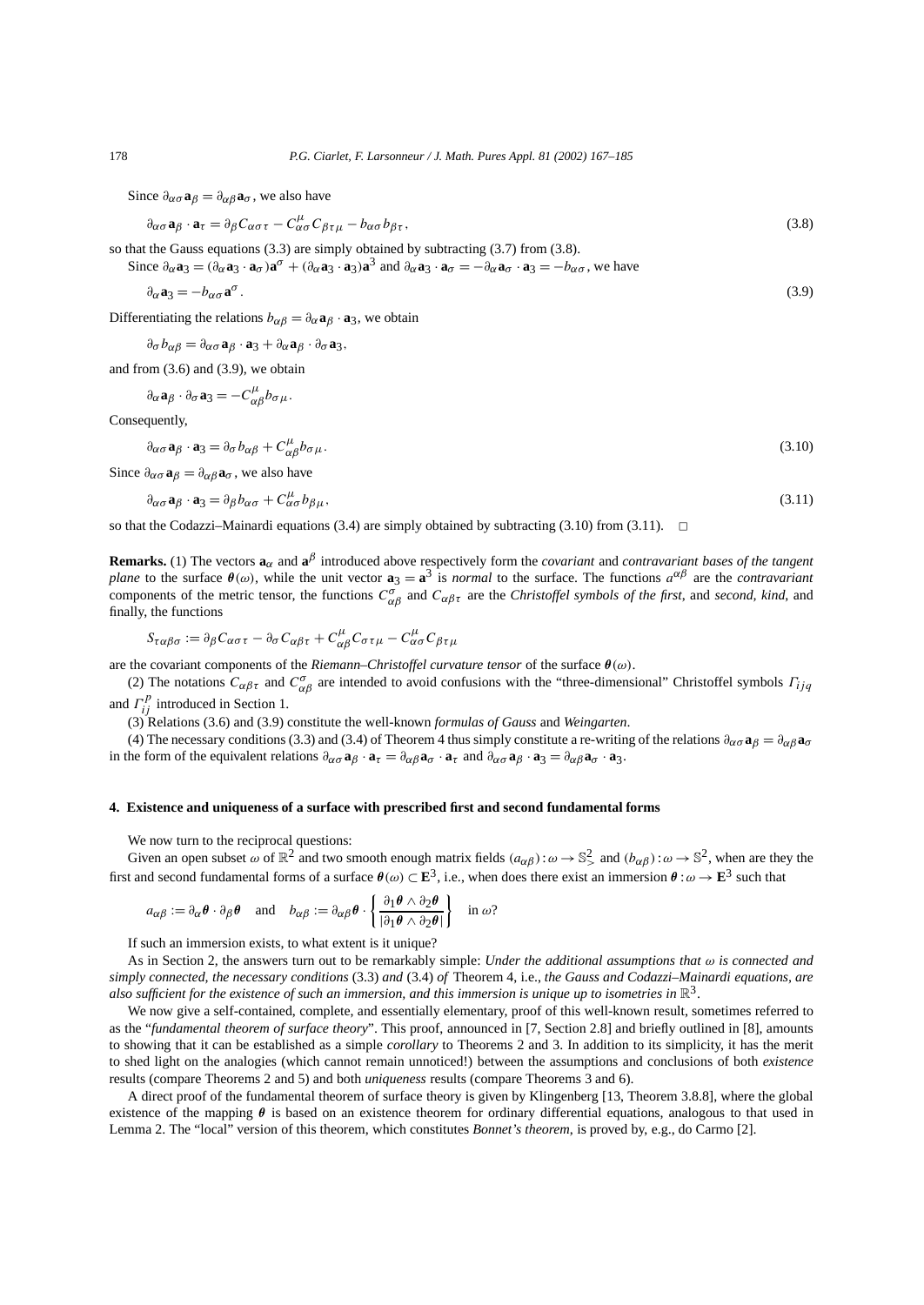Since $\partial_{\alpha\sigma}\mathbf{a}_\beta = \partial_{\alpha\beta}\mathbf{a}_\sigma$, we also have

$$\partial_{\alpha\sigma}\mathbf{a}_\beta \cdot \mathbf{a}_\tau = \partial_\beta C_{\alpha\sigma\tau} - C^\mu_{\alpha\sigma} C_{\beta\tau\mu} - b_{\alpha\sigma} b_{\beta\tau}, \tag{3.8}$$

so that the Gauss equations (3.3) are simply obtained by subtracting (3.7) from (3.8).

Since $\partial_\alpha \mathbf{a}_3 = (\partial_\alpha \mathbf{a}_3 \cdot \mathbf{a}_\sigma)\mathbf{a}^\sigma + (\partial_\alpha \mathbf{a}_3 \cdot \mathbf{a}_3)\mathbf{a}^3$ and $\partial_\alpha \mathbf{a}_3 \cdot \mathbf{a}_\sigma = -\partial_\alpha \mathbf{a}_\sigma \cdot \mathbf{a}_3 = -b_{\alpha\sigma}$, we have

$$\partial_\alpha \mathbf{a}_3 = -b_{\alpha\sigma}\mathbf{a}^\sigma. \tag{3.9}$$

Differentiating the relations $b_{\alpha\beta} = \partial_\alpha \mathbf{a}_\beta \cdot \mathbf{a}_3$, we obtain

$$\partial_\sigma b_{\alpha\beta} = \partial_{\alpha\sigma}\mathbf{a}_\beta \cdot \mathbf{a}_3 + \partial_\alpha \mathbf{a}_\beta \cdot \partial_\sigma \mathbf{a}_3,$$

and from (3.6) and (3.9), we obtain

$$\partial_\alpha \mathbf{a}_\beta \cdot \partial_\sigma \mathbf{a}_3 = -C^\mu_{\alpha\beta} b_{\sigma\mu}.$$

Consequently,

$$\partial_{\alpha\sigma}\mathbf{a}_\beta \cdot \mathbf{a}_3 = \partial_\sigma b_{\alpha\beta} + C^\mu_{\alpha\beta} b_{\sigma\mu}. \tag{3.10}$$

Since $\partial_{\alpha\sigma}\mathbf{a}_\beta = \partial_{\alpha\beta}\mathbf{a}_\sigma$, we also have

$$\partial_{\alpha\sigma}\mathbf{a}_\beta \cdot \mathbf{a}_3 = \partial_\beta b_{\alpha\sigma} + C^\mu_{\alpha\sigma} b_{\beta\mu}, \tag{3.11}$$

so that the Codazzi–Mainardi equations (3.4) are simply obtained by subtracting (3.10) from (3.11). □

**Remarks.** (1) The vectors $\mathbf{a}_\alpha$ and $\mathbf{a}^\beta$ introduced above respectively form the *covariant* and *contravariant bases of the tangent plane* to the surface $\boldsymbol{\theta}(\omega)$, while the unit vector $\mathbf{a}_3 = \mathbf{a}^3$ is *normal* to the surface. The functions $a^{\alpha\beta}$ are the *contravariant* components of the metric tensor, the functions $C^\sigma_{\alpha\beta}$ and $C_{\alpha\beta\tau}$ are the *Christoffel symbols of the first*, and *second, kind*, and finally, the functions

$$S_{\tau\alpha\beta\sigma} := \partial_\beta C_{\alpha\sigma\tau} - \partial_\sigma C_{\alpha\beta\tau} + C^\mu_{\alpha\beta} C_{\sigma\tau\mu} - C^\mu_{\alpha\sigma} C_{\beta\tau\mu}$$

are the covariant components of the *Riemann–Christoffel curvature tensor* of the surface $\boldsymbol{\theta}(\omega)$.

(2) The notations $C_{\alpha\beta\tau}$ and $C^\sigma_{\alpha\beta}$ are intended to avoid confusions with the "three-dimensional" Christoffel symbols $\Gamma_{ijq}$ and $\Gamma^p_{ij}$ introduced in Section 1.

(3) Relations (3.6) and (3.9) constitute the well-known *formulas of Gauss* and *Weingarten*.

(4) The necessary conditions (3.3) and (3.4) of Theorem 4 thus simply constitute a re-writing of the relations $\partial_{\alpha\sigma}\mathbf{a}_\beta = \partial_{\alpha\beta}\mathbf{a}_\sigma$ in the form of the equivalent relations $\partial_{\alpha\sigma}\mathbf{a}_\beta \cdot \mathbf{a}_\tau = \partial_{\alpha\beta}\mathbf{a}_\sigma \cdot \mathbf{a}_\tau$ and $\partial_{\alpha\sigma}\mathbf{a}_\beta \cdot \mathbf{a}_3 = \partial_{\alpha\beta}\mathbf{a}_\sigma \cdot \mathbf{a}_3$.

## 4. Existence and uniqueness of a surface with prescribed first and second fundamental forms

We now turn to the reciprocal questions:

Given an open subset $\omega$ of $\mathbb{R}^2$ and two smooth enough matrix fields $(a_{\alpha\beta}) : \omega \to \mathbb{S}^2_>$ and $(b_{\alpha\beta}) : \omega \to \mathbb{S}^2$, when are they the first and second fundamental forms of a surface $\boldsymbol{\theta}(\omega) \subset \mathbf{E}^3$, i.e., when does there exist an immersion $\boldsymbol{\theta} : \omega \to \mathbf{E}^3$ such that

$$a_{\alpha\beta} := \partial_\alpha \boldsymbol{\theta} \cdot \partial_\beta \boldsymbol{\theta} \quad \text{and} \quad b_{\alpha\beta} := \partial_{\alpha\beta}\boldsymbol{\theta} \cdot \left\{ \frac{\partial_1 \boldsymbol{\theta} \wedge \partial_2 \boldsymbol{\theta}}{|\partial_1 \boldsymbol{\theta} \wedge \partial_2 \boldsymbol{\theta}|} \right\} \quad \text{in } \omega?$$

If such an immersion exists, to what extent is it unique?

As in Section 2, the answers turn out to be remarkably simple: *Under the additional assumptions that $\omega$ is connected and simply connected, the necessary conditions* (3.3) *and* (3.4) *of* Theorem 4, i.e., *the Gauss and Codazzi–Mainardi equations, are also sufficient for the existence of such an immersion, and this immersion is unique up to isometries in* $\mathbb{R}^3$.

We now give a self-contained, complete, and essentially elementary, proof of this well-known result, sometimes referred to as the "*fundamental theorem of surface theory*". This proof, announced in [7, Section 2.8] and briefly outlined in [8], amounts to showing that it can be established as a simple *corollary* to Theorems 2 and 3. In addition to its simplicity, it has the merit to shed light on the analogies (which cannot remain unnoticed!) between the assumptions and conclusions of both *existence* results (compare Theorems 2 and 5) and both *uniqueness* results (compare Theorems 3 and 6).

A direct proof of the fundamental theorem of surface theory is given by Klingenberg [13, Theorem 3.8.8], where the global existence of the mapping $\boldsymbol{\theta}$ is based on an existence theorem for ordinary differential equations, analogous to that used in Lemma 2. The "local" version of this theorem, which constitutes *Bonnet's theorem*, is proved by, e.g., do Carmo [2].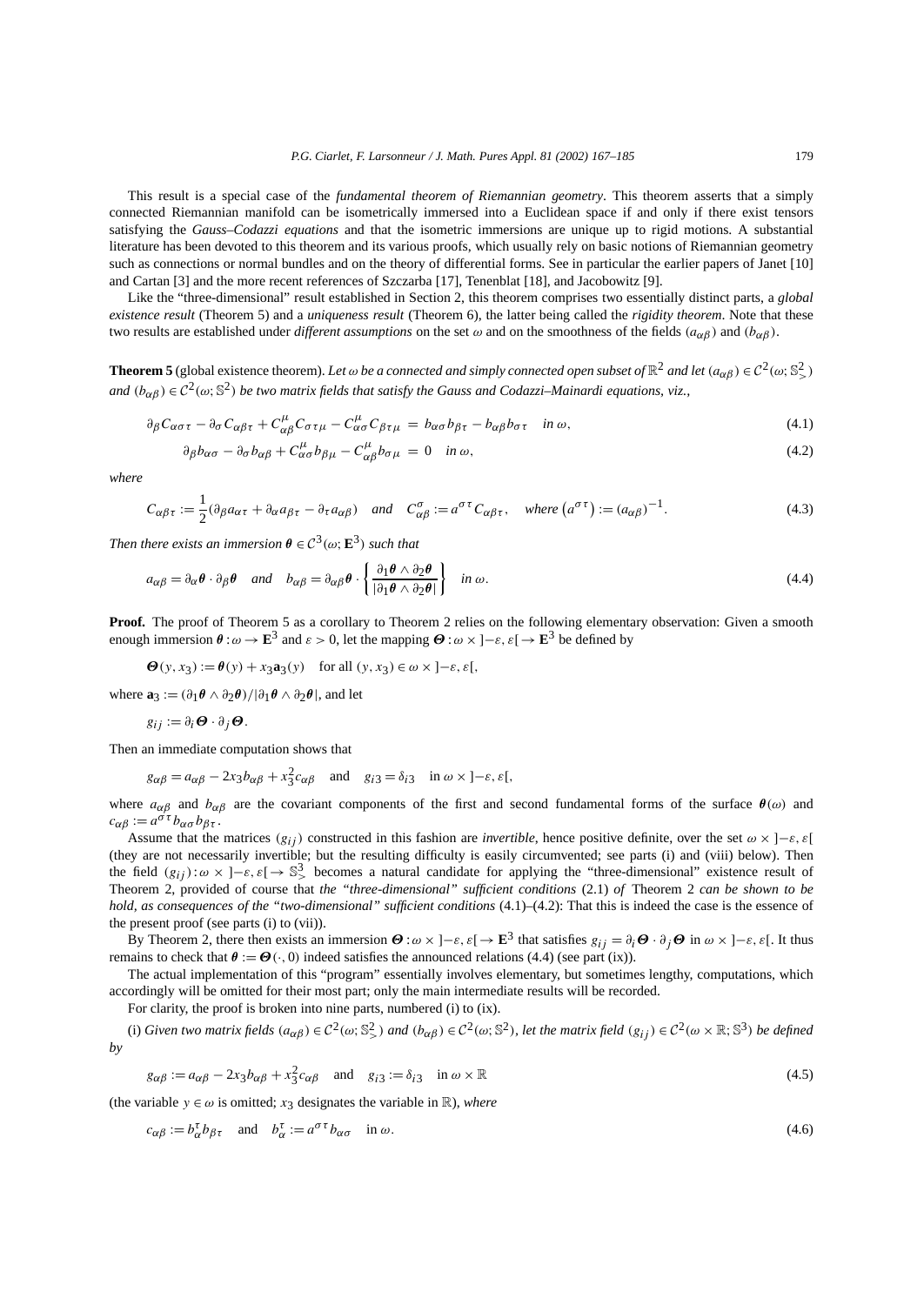This result is a special case of the *fundamental theorem of Riemannian geometry*. This theorem asserts that a simply connected Riemannian manifold can be isometrically immersed into a Euclidean space if and only if there exist tensors satisfying the *Gauss–Codazzi equations* and that the isometric immersions are unique up to rigid motions. A substantial literature has been devoted to this theorem and its various proofs, which usually rely on basic notions of Riemannian geometry such as connections or normal bundles and on the theory of differential forms. See in particular the earlier papers of Janet [10] and Cartan [3] and the more recent references of Szczarba [17], Tenenblat [18], and Jacobowitz [9].

Like the "three-dimensional" result established in Section 2, this theorem comprises two essentially distinct parts, a *global existence result* (Theorem 5) and a *uniqueness result* (Theorem 6), the latter being called the *rigidity theorem*. Note that these two results are established under *different assumptions* on the set $\omega$ and on the smoothness of the fields $(a_{\alpha\beta})$ and $(b_{\alpha\beta})$.

**Theorem 5** (global existence theorem). *Let $\omega$ be a connected and simply connected open subset of $\mathbb{R}^2$ and let $(a_{\alpha\beta}) \in \mathcal{C}^2(\omega; \mathbb{S}^2_>)$ and $(b_{\alpha\beta}) \in \mathcal{C}^2(\omega; \mathbb{S}^2)$ be two matrix fields that satisfy the Gauss and Codazzi–Mainardi equations, viz.,*

$$\partial_\beta C_{\alpha\sigma\tau} - \partial_\sigma C_{\alpha\beta\tau} + C^\mu_{\alpha\beta} C_{\sigma\tau\mu} - C^\mu_{\alpha\sigma} C_{\beta\tau\mu} = b_{\alpha\sigma} b_{\beta\tau} - b_{\alpha\beta} b_{\sigma\tau} \quad \text{in } \omega, \tag{4.1}$$

$$\partial_\beta b_{\alpha\sigma} - \partial_\sigma b_{\alpha\beta} + C^\mu_{\alpha\sigma} b_{\beta\mu} - C^\mu_{\alpha\beta} b_{\sigma\mu} = 0 \quad \text{in } \omega, \tag{4.2}$$

*where*

$$C_{\alpha\beta\tau} := \frac{1}{2}(\partial_\beta a_{\alpha\tau} + \partial_\alpha a_{\beta\tau} - \partial_\tau a_{\alpha\beta}) \quad \text{and} \quad C^\sigma_{\alpha\beta} := a^{\sigma\tau} C_{\alpha\beta\tau}, \quad \text{where } \left(a^{\sigma\tau}\right) := (a_{\alpha\beta})^{-1}. \tag{4.3}$$

*Then there exists an immersion $\boldsymbol{\theta} \in \mathcal{C}^3(\omega; \mathbf{E}^3)$ such that*

$$a_{\alpha\beta} = \partial_\alpha \boldsymbol{\theta} \cdot \partial_\beta \boldsymbol{\theta} \quad \text{and} \quad b_{\alpha\beta} = \partial_{\alpha\beta} \boldsymbol{\theta} \cdot \left\{ \frac{\partial_1 \boldsymbol{\theta} \wedge \partial_2 \boldsymbol{\theta}}{|\partial_1 \boldsymbol{\theta} \wedge \partial_2 \boldsymbol{\theta}|} \right\} \quad \text{in } \omega. \tag{4.4}$$

**Proof.** The proof of Theorem 5 as a corollary to Theorem 2 relies on the following elementary observation: Given a smooth enough immersion $\boldsymbol{\theta} : \omega \to \mathbf{E}^3$ and $\varepsilon > 0$, let the mapping $\boldsymbol{\Theta} : \omega \times ]-\varepsilon, \varepsilon[ \to \mathbf{E}^3$ be defined by

$$\boldsymbol{\Theta}(y, x_3) := \boldsymbol{\theta}(y) + x_3 \mathbf{a}_3(y) \quad \text{for all } (y, x_3) \in \omega \times ]-\varepsilon, \varepsilon[,$$

where $\mathbf{a}_3 := (\partial_1 \boldsymbol{\theta} \wedge \partial_2 \boldsymbol{\theta}) / |\partial_1 \boldsymbol{\theta} \wedge \partial_2 \boldsymbol{\theta}|$, and let

$$g_{ij} := \partial_i \boldsymbol{\Theta} \cdot \partial_j \boldsymbol{\Theta}.$$

Then an immediate computation shows that

$$g_{\alpha\beta} = a_{\alpha\beta} - 2x_3 b_{\alpha\beta} + x_3^2 c_{\alpha\beta} \quad \text{and} \quad g_{i3} = \delta_{i3} \quad \text{in } \omega \times ]-\varepsilon, \varepsilon[,$$

where $a_{\alpha\beta}$ and $b_{\alpha\beta}$ are the covariant components of the first and second fundamental forms of the surface $\boldsymbol{\theta}(\omega)$ and $c_{\alpha\beta} := a^{\sigma\tau} b_{\alpha\sigma} b_{\beta\tau}$.

Assume that the matrices $(g_{ij})$ constructed in this fashion are *invertible*, hence positive definite, over the set $\omega \times ]-\varepsilon, \varepsilon[$ (they are not necessarily invertible; but the resulting difficulty is easily circumvented; see parts (i) and (viii) below). Then the field $(g_{ij}) : \omega \times ]-\varepsilon, \varepsilon[ \to \mathbb{S}^3_>$ becomes a natural candidate for applying the "three-dimensional" existence result of Theorem 2, provided of course that *the "three-dimensional" sufficient conditions* (2.1) *of* Theorem 2 *can be shown to be hold, as consequences of the "two-dimensional" sufficient conditions* (4.1)–(4.2): That this is indeed the case is the essence of the present proof (see parts (i) to (vii)).

By Theorem 2, there then exists an immersion $\boldsymbol{\Theta} : \omega \times ]-\varepsilon, \varepsilon[ \to \mathbf{E}^3$ that satisfies $g_{ij} = \partial_i \boldsymbol{\Theta} \cdot \partial_j \boldsymbol{\Theta}$ in $\omega \times ]-\varepsilon, \varepsilon[$. It thus remains to check that $\boldsymbol{\theta} := \boldsymbol{\Theta}(\cdot, 0)$ indeed satisfies the announced relations (4.4) (see part (ix)).

The actual implementation of this "program" essentially involves elementary, but sometimes lengthy, computations, which accordingly will be omitted for their most part; only the main intermediate results will be recorded.

For clarity, the proof is broken into nine parts, numbered (i) to (ix).

(i) *Given two matrix fields $(a_{\alpha\beta}) \in \mathcal{C}^2(\omega; \mathbb{S}^2_>)$ and $(b_{\alpha\beta}) \in \mathcal{C}^2(\omega; \mathbb{S}^2)$, let the matrix field $(g_{ij}) \in \mathcal{C}^2(\omega \times \mathbb{R}; \mathbb{S}^3)$ be defined by*

$$g_{\alpha\beta} := a_{\alpha\beta} - 2x_3 b_{\alpha\beta} + x_3^2 c_{\alpha\beta} \quad \text{and} \quad g_{i3} := \delta_{i3} \quad \text{in } \omega \times \mathbb{R} \tag{4.5}$$

(the variable $y \in \omega$ is omitted; $x_3$ designates the variable in $\mathbb{R}$), *where*

$$c_{\alpha\beta} := b^\tau_\alpha b_{\beta\tau} \quad \text{and} \quad b^\tau_\alpha := a^{\sigma\tau} b_{\alpha\sigma} \quad \text{in } \omega. \tag{4.6}$$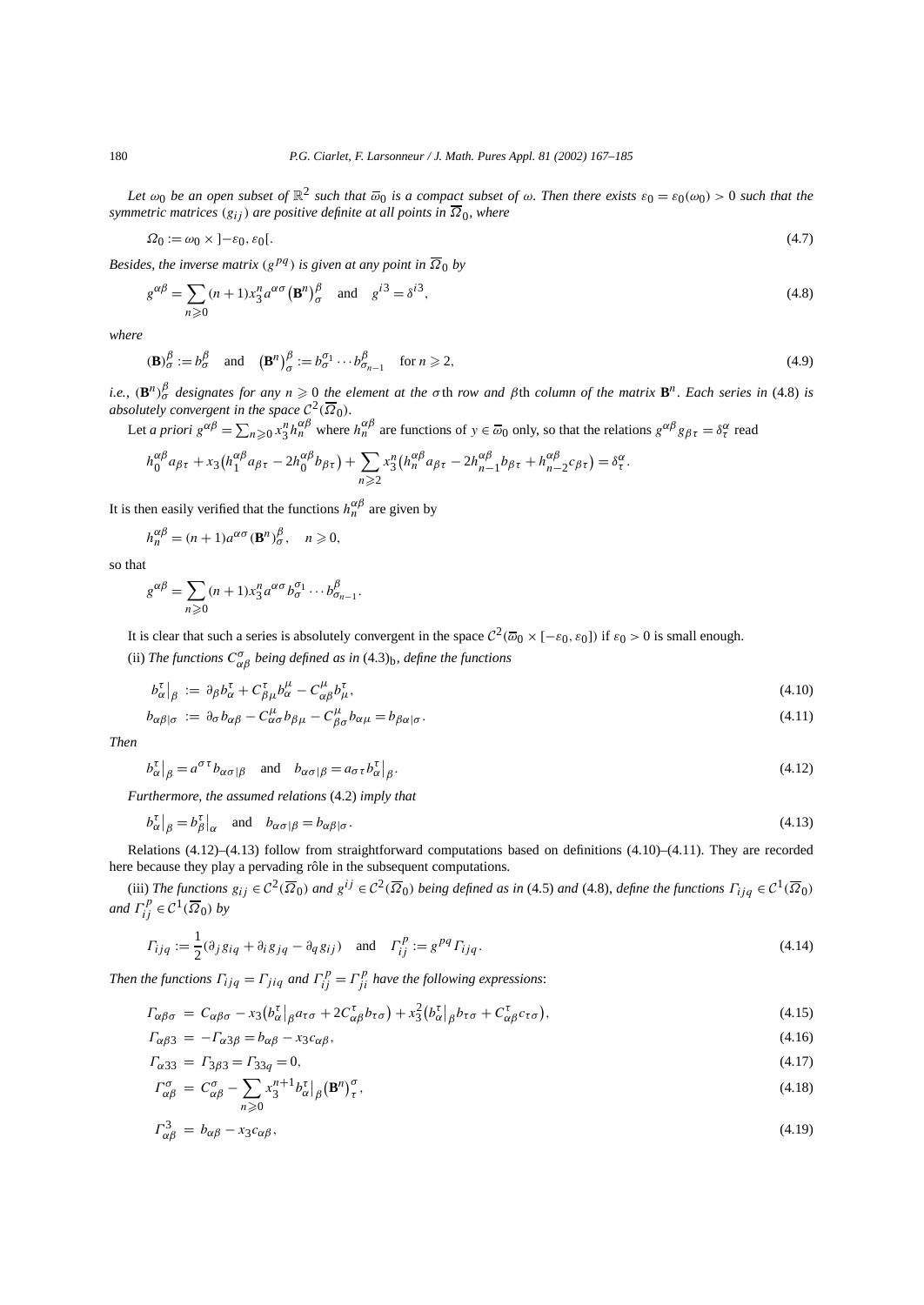*Let $\omega_0$ be an open subset of $\mathbb{R}^2$ such that $\overline{\omega}_0$ is a compact subset of $\omega$. Then there exists $\varepsilon_0 = \varepsilon_0(\omega_0) > 0$ such that the symmetric matrices $(g_{ij})$ are positive definite at all points in $\overline{\Omega}_0$, where*

$$\Omega_0 := \omega_0 \times \left]-\varepsilon_0, \varepsilon_0\right[. \tag{4.7}$$

*Besides, the inverse matrix $(g^{pq})$ is given at any point in $\overline{\Omega}_0$ by*

$$g^{\alpha\beta} = \sum_{n\geqslant 0}(n+1)x_3^n a^{\alpha\sigma}\left(\mathbf{B}^n\right)_\sigma^\beta \quad \text{and} \quad g^{i3} = \delta^{i3}, \tag{4.8}$$

*where*

$$(\mathbf{B})_\sigma^\beta := b_\sigma^\beta \quad \text{and} \quad \left(\mathbf{B}^n\right)_\sigma^\beta := b_\sigma^{\sigma_1}\cdots b_{\sigma_{n-1}}^\beta \quad \text{for } n\geqslant 2, \tag{4.9}$$

*i.e., $(\mathbf{B}^n)_\sigma^\beta$ designates for any $n\geqslant 0$ the element at the $\sigma$th row and $\beta$th column of the matrix $\mathbf{B}^n$. Each series in* (4.8) *is absolutely convergent in the space $\mathcal{C}^2(\overline{\Omega}_0)$.*

Let *a priori* $g^{\alpha\beta} = \sum_{n\geqslant 0} x_3^n h_n^{\alpha\beta}$ where $h_n^{\alpha\beta}$ are functions of $y\in\overline{\omega}_0$ only, so that the relations $g^{\alpha\beta}g_{\beta\tau} = \delta_\tau^\alpha$ read

$$h_0^{\alpha\beta}a_{\beta\tau} + x_3\left(h_1^{\alpha\beta}a_{\beta\tau} - 2h_0^{\alpha\beta}b_{\beta\tau}\right) + \sum_{n\geqslant 2}x_3^n\left(h_n^{\alpha\beta}a_{\beta\tau} - 2h_{n-1}^{\alpha\beta}b_{\beta\tau} + h_{n-2}^{\alpha\beta}c_{\beta\tau}\right) = \delta_\tau^\alpha.$$

It is then easily verified that the functions $h_n^{\alpha\beta}$ are given by

$$h_n^{\alpha\beta} = (n+1)a^{\alpha\sigma}(\mathbf{B}^n)_\sigma^\beta, \quad n\geqslant 0,$$

so that

$$g^{\alpha\beta} = \sum_{n\geqslant 0}(n+1)x_3^n a^{\alpha\sigma}b_\sigma^{\sigma_1}\cdots b_{\sigma_{n-1}}^\beta.$$

It is clear that such a series is absolutely convergent in the space $\mathcal{C}^2(\overline{\omega}_0\times[-\varepsilon_0,\varepsilon_0])$ if $\varepsilon_0 > 0$ is small enough.

(ii) *The functions $C_{\alpha\beta}^\sigma$ being defined as in* $(4.3)_\mathrm{b}$, *define the functions*

$$b_\alpha^\tau\big|_\beta := \partial_\beta b_\alpha^\tau + C_{\beta\mu}^\tau b_\alpha^\mu - C_{\alpha\beta}^\mu b_\mu^\tau, \tag{4.10}$$

$$b_{\alpha\beta|\sigma} := \partial_\sigma b_{\alpha\beta} - C_{\alpha\sigma}^\mu b_{\beta\mu} - C_{\beta\sigma}^\mu b_{\alpha\mu} = b_{\beta\alpha|\sigma}. \tag{4.11}$$

*Then*

$$b_\alpha^\tau\big|_\beta = a^{\sigma\tau}b_{\alpha\sigma|\beta} \quad \text{and} \quad b_{\alpha\sigma|\beta} = a_{\sigma\tau}b_\alpha^\tau\big|_\beta. \tag{4.12}$$

*Furthermore, the assumed relations* (4.2) *imply that*

$$b_\alpha^\tau\big|_\beta = b_\beta^\tau\big|_\alpha \quad \text{and} \quad b_{\alpha\sigma|\beta} = b_{\alpha\beta|\sigma}. \tag{4.13}$$

Relations (4.12)–(4.13) follow from straightforward computations based on definitions (4.10)–(4.11). They are recorded here because they play a pervading rôle in the subsequent computations.

(iii) *The functions $g_{ij}\in\mathcal{C}^2(\overline{\Omega}_0)$ and $g^{ij}\in\mathcal{C}^2(\overline{\Omega}_0)$ being defined as in* (4.5) *and* (4.8), *define the functions $\Gamma_{ijq}\in\mathcal{C}^1(\overline{\Omega}_0)$ and $\Gamma_{ij}^p\in\mathcal{C}^1(\overline{\Omega}_0)$ by*

$$\Gamma_{ijq} := \frac{1}{2}(\partial_j g_{iq} + \partial_i g_{jq} - \partial_q g_{ij}) \quad \text{and} \quad \Gamma_{ij}^p := g^{pq}\Gamma_{ijq}. \tag{4.14}$$

*Then the functions $\Gamma_{ijq} = \Gamma_{jiq}$ and $\Gamma_{ij}^p = \Gamma_{ji}^p$ have the following expressions*:

$$\Gamma_{\alpha\beta\sigma} = C_{\alpha\beta\sigma} - x_3\left(b_\alpha^\tau\big|_\beta a_{\tau\sigma} + 2C_{\alpha\beta}^\tau b_{\tau\sigma}\right) + x_3^2\left(b_\alpha^\tau\big|_\beta b_{\tau\sigma} + C_{\alpha\beta}^\tau c_{\tau\sigma}\right), \tag{4.15}$$

$$\Gamma_{\alpha\beta 3} = -\Gamma_{\alpha 3\beta} = b_{\alpha\beta} - x_3 c_{\alpha\beta}, \tag{4.16}$$

$$\Gamma_{\alpha 33} = \Gamma_{3\beta 3} = \Gamma_{33q} = 0, \tag{4.17}$$

$$\Gamma_{\alpha\beta}^\sigma = C_{\alpha\beta}^\sigma - \sum_{n\geqslant 0}x_3^{n+1}b_\alpha^\tau\big|_\beta\left(\mathbf{B}^n\right)_\tau^\sigma, \tag{4.18}$$

$$\Gamma_{\alpha\beta}^3 = b_{\alpha\beta} - x_3 c_{\alpha\beta}, \tag{4.19}$$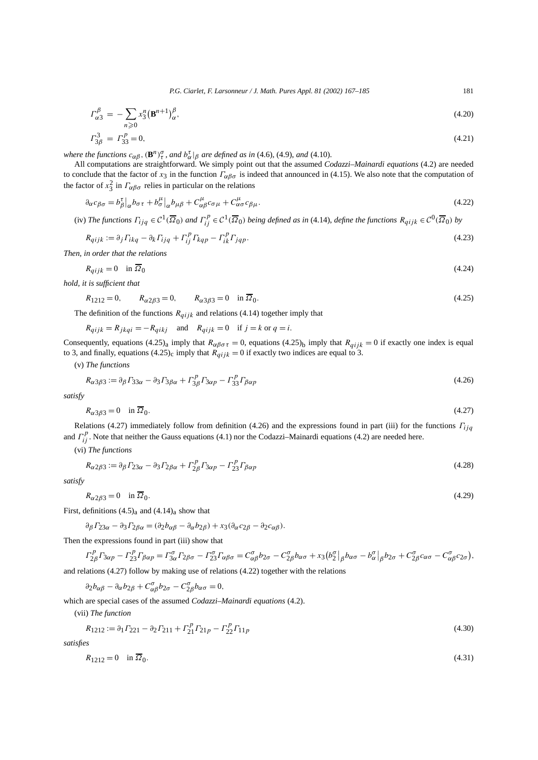$$\Gamma^{\beta}_{\alpha 3} = -\sum_{n \geqslant 0} x_3^n \big(\mathbf{B}^{n+1}\big)^{\beta}_{\alpha}, \tag{4.20}$$

$$\Gamma^{3}_{3\beta} = \Gamma^{p}_{33} = 0, \tag{4.21}$$

*where the functions* $c_{\alpha\beta}$, $(\mathbf{B}^n)^{\sigma}_{\tau}$, *and* $b^{\tau}_{\alpha}|_{\beta}$ *are defined as in* (4.6), (4.9), *and* (4.10).

All computations are straightforward. We simply point out that the assumed *Codazzi–Mainardi equations* (4.2) are needed to conclude that the factor of $x_3$ in the function $\Gamma_{\alpha\beta\sigma}$ is indeed that announced in (4.15). We also note that the computation of the factor of $x_3^2$ in $\Gamma_{\alpha\beta\sigma}$ relies in particular on the relations

$$\partial_\alpha c_{\beta\sigma} = b^{\tau}_{\beta}\big|_{\alpha} b_{\sigma\tau} + b^{\mu}_{\sigma}\big|_{\alpha} b_{\mu\beta} + C^{\mu}_{\alpha\beta} c_{\sigma\mu} + C^{\mu}_{\alpha\sigma} c_{\beta\mu}. \tag{4.22}$$

(iv) *The functions* $\Gamma_{ijq} \in \mathcal{C}^1(\overline{\Omega}_0)$ *and* $\Gamma^{p}_{ij} \in \mathcal{C}^1(\overline{\Omega}_0)$ *being defined as in* (4.14), *define the functions* $R_{qijk} \in \mathcal{C}^0(\overline{\Omega}_0)$ *by*

$$R_{qijk} := \partial_j \Gamma_{ikq} - \partial_k \Gamma_{ijq} + \Gamma^{p}_{ij} \Gamma_{kqp} - \Gamma^{p}_{ik} \Gamma_{jqp}. \tag{4.23}$$

*Then, in order that the relations*

$$R_{qijk} = 0 \quad \text{in } \overline{\Omega}_0 \tag{4.24}$$

*hold, it is sufficient that*

$$R_{1212} = 0, \qquad R_{\alpha 2\beta 3} = 0, \qquad R_{\alpha 3\beta 3} = 0 \quad \text{in } \overline{\Omega}_0. \tag{4.25}$$

The definition of the functions $R_{qijk}$ and relations (4.14) together imply that

$$R_{qijk} = R_{jkqi} = -R_{qikj} \quad \text{and} \quad R_{qijk} = 0 \quad \text{if } j = k \text{ or } q = i.$$

Consequently, equations $(4.25)_{\mathrm{a}}$ imply that $R_{\alpha\beta\sigma\tau} = 0$, equations $(4.25)_{\mathrm{b}}$ imply that $R_{qijk} = 0$ if exactly one index is equal to 3, and finally, equations $(4.25)_{\mathrm{c}}$ imply that $R_{qijk} = 0$ if exactly two indices are equal to 3.

(v) *The functions*

$$R_{\alpha 3\beta 3} := \partial_\beta \Gamma_{33\alpha} - \partial_3 \Gamma_{3\beta\alpha} + \Gamma^{p}_{3\beta} \Gamma_{3\alpha p} - \Gamma^{p}_{33} \Gamma_{\beta\alpha p} \tag{4.26}$$

*satisfy*

$$R_{\alpha 3\beta 3} = 0 \quad \text{in } \overline{\Omega}_0. \tag{4.27}$$

Relations (4.27) immediately follow from definition (4.26) and the expressions found in part (iii) for the functions $\Gamma_{ijq}$ and $\Gamma^{p}_{ij}$. Note that neither the Gauss equations (4.1) nor the Codazzi–Mainardi equations (4.2) are needed here.

(vi) *The functions*

$$R_{\alpha 2\beta 3} := \partial_\beta \Gamma_{23\alpha} - \partial_3 \Gamma_{2\beta\alpha} + \Gamma^{p}_{2\beta} \Gamma_{3\alpha p} - \Gamma^{p}_{23} \Gamma_{\beta\alpha p} \tag{4.28}$$

*satisfy*

$$R_{\alpha 2\beta 3} = 0 \quad \text{in } \overline{\Omega}_0. \tag{4.29}$$

First, definitions $(4.5)_{\mathrm{a}}$ and $(4.14)_{\mathrm{a}}$ show that

$$\partial_\beta \Gamma_{23\alpha} - \partial_3 \Gamma_{2\beta\alpha} = (\partial_2 b_{\alpha\beta} - \partial_\alpha b_{2\beta}) + x_3(\partial_\alpha c_{2\beta} - \partial_2 c_{\alpha\beta}).$$

Then the expressions found in part (iii) show that

$$\Gamma^{p}_{2\beta} \Gamma_{3\alpha p} - \Gamma^{p}_{23} \Gamma_{\beta\alpha p} = \Gamma^{\sigma}_{3\alpha} \Gamma_{2\beta\sigma} - \Gamma^{\sigma}_{23} \Gamma_{\alpha\beta\sigma} = C^{\sigma}_{\alpha\beta} b_{2\sigma} - C^{\sigma}_{2\beta} b_{\alpha\sigma} + x_3\big(b^{\sigma}_{2}\big|_{\beta} b_{\alpha\sigma} - b^{\sigma}_{\alpha}\big|_{\beta} b_{2\sigma} + C^{\sigma}_{2\beta} c_{\alpha\sigma} - C^{\sigma}_{\alpha\beta} c_{2\sigma}\big),$$

and relations (4.27) follow by making use of relations (4.22) together with the relations

$$\partial_2 b_{\alpha\beta} - \partial_\alpha b_{2\beta} + C^{\sigma}_{\alpha\beta} b_{2\sigma} - C^{\sigma}_{2\beta} b_{\alpha\sigma} = 0,$$

which are special cases of the assumed *Codazzi–Mainardi equations* (4.2).

(vii) *The function*

$$R_{1212} := \partial_1 \Gamma_{221} - \partial_2 \Gamma_{211} + \Gamma^{p}_{21} \Gamma_{21p} - \Gamma^{p}_{22} \Gamma_{11p} \tag{4.30}$$

*satisfies*

$$R_{1212} = 0 \quad \text{in } \overline{\Omega}_0. \tag{4.31}$$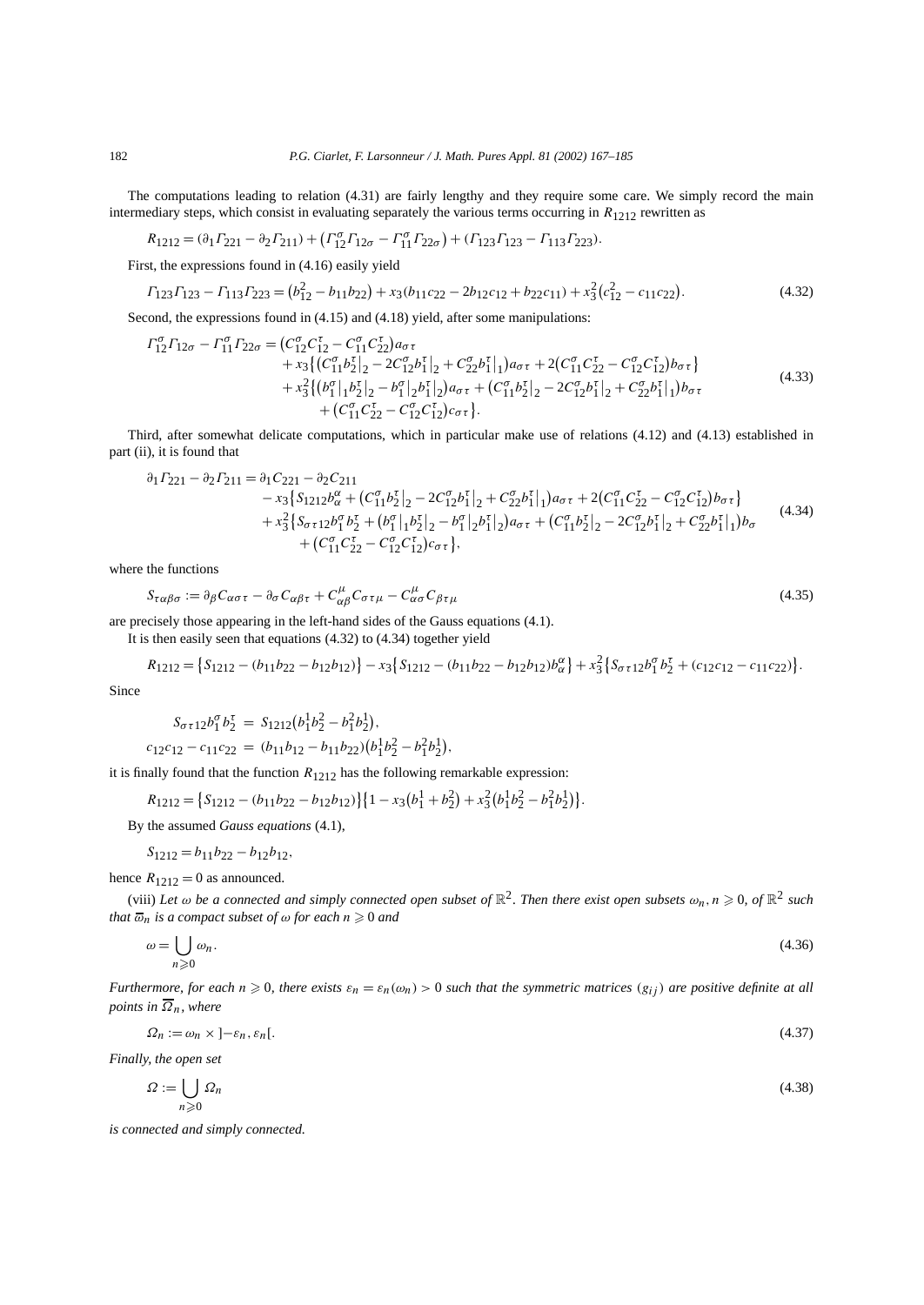The computations leading to relation (4.31) are fairly lengthy and they require some care. We simply record the main intermediary steps, which consist in evaluating separately the various terms occurring in $R_{1212}$ rewritten as

$$R_{1212} = (\partial_1 \Gamma_{221} - \partial_2 \Gamma_{211}) + \left(\Gamma_{12}^{\sigma} \Gamma_{12\sigma} - \Gamma_{11}^{\sigma} \Gamma_{22\sigma}\right) + (\Gamma_{123}\Gamma_{123} - \Gamma_{113}\Gamma_{223}).$$

First, the expressions found in (4.16) easily yield

$$\Gamma_{123}\Gamma_{123} - \Gamma_{113}\Gamma_{223} = \left(b_{12}^2 - b_{11}b_{22}\right) + x_3(b_{11}c_{22} - 2b_{12}c_{12} + b_{22}c_{11}) + x_3^2\left(c_{12}^2 - c_{11}c_{22}\right). \tag{4.32}$$

Second, the expressions found in (4.15) and (4.18) yield, after some manipulations:

$$\begin{aligned}
\Gamma_{12}^{\sigma}\Gamma_{12\sigma} - \Gamma_{11}^{\sigma}\Gamma_{22\sigma} = {} & \left(C_{12}^{\sigma}C_{12}^{\tau} - C_{11}^{\sigma}C_{22}^{\tau}\right)a_{\sigma\tau} \\
& + x_3\left\{\left(C_{11}^{\sigma}b_2^{\tau}|_2 - 2C_{12}^{\sigma}b_1^{\tau}|_2 + C_{22}^{\sigma}b_1^{\tau}|_1\right)a_{\sigma\tau} + 2\left(C_{11}^{\sigma}C_{22}^{\tau} - C_{12}^{\sigma}C_{12}^{\tau}\right)b_{\sigma\tau}\right\} \\
& + x_3^2\left\{\left(b_1^{\sigma}|_1 b_2^{\tau}|_2 - b_1^{\sigma}|_2 b_1^{\tau}|_2\right)a_{\sigma\tau} + \left(C_{11}^{\sigma}b_2^{\tau}|_2 - 2C_{12}^{\sigma}b_1^{\tau}|_2 + C_{22}^{\sigma}b_1^{\tau}|_1\right)b_{\sigma\tau} \right. \\
& \left. + \left(C_{11}^{\sigma}C_{22}^{\tau} - C_{12}^{\sigma}C_{12}^{\tau}\right)c_{\sigma\tau}\right\}.
\end{aligned} \tag{4.33}$$

Third, after somewhat delicate computations, which in particular make use of relations (4.12) and (4.13) established in part (ii), it is found that

$$\begin{aligned}
\partial_1\Gamma_{221} - \partial_2\Gamma_{211} = {} & \partial_1 C_{221} - \partial_2 C_{211} \\
& - x_3\left\{S_{1212}b_{\alpha}^{\alpha} + \left(C_{11}^{\sigma}b_2^{\tau}|_2 - 2C_{12}^{\sigma}b_1^{\tau}|_2 + C_{22}^{\sigma}b_1^{\tau}|_1\right)a_{\sigma\tau} + 2\left(C_{11}^{\sigma}C_{22}^{\tau} - C_{12}^{\sigma}C_{12}^{\tau}\right)b_{\sigma\tau}\right\} \\
& + x_3^2\left\{S_{\sigma\tau 12}b_1^{\sigma}b_2^{\tau} + \left(b_1^{\sigma}|_1 b_2^{\tau}|_2 - b_1^{\sigma}|_2 b_1^{\tau}|_2\right)a_{\sigma\tau} + \left(C_{11}^{\sigma}b_2^{\tau}|_2 - 2C_{12}^{\sigma}b_1^{\tau}|_2 + C_{22}^{\sigma}b_1^{\tau}|_1\right)b_{\sigma} \right. \\
& \left. + \left(C_{11}^{\sigma}C_{22}^{\tau} - C_{12}^{\sigma}C_{12}^{\tau}\right)c_{\sigma\tau}\right\},
\end{aligned} \tag{4.34}$$

where the functions

$$S_{\tau\alpha\beta\sigma} := \partial_{\beta}C_{\alpha\sigma\tau} - \partial_{\sigma}C_{\alpha\beta\tau} + C_{\alpha\beta}^{\mu}C_{\sigma\tau\mu} - C_{\alpha\sigma}^{\mu}C_{\beta\tau\mu} \tag{4.35}$$

are precisely those appearing in the left-hand sides of the Gauss equations (4.1).

It is then easily seen that equations (4.32) to (4.34) together yield

$$R_{1212} = \left\{S_{1212} - (b_{11}b_{22} - b_{12}b_{12})\right\} - x_3\left\{S_{1212} - (b_{11}b_{22} - b_{12}b_{12})b_{\alpha}^{\alpha}\right\} + x_3^2\left\{S_{\sigma\tau 12}b_1^{\sigma}b_2^{\tau} + (c_{12}c_{12} - c_{11}c_{22})\right\}.$$

Since

$$\begin{aligned}
S_{\sigma\tau 12}b_1^{\sigma}b_2^{\tau} &= S_{1212}\left(b_1^1 b_2^2 - b_1^2 b_2^1\right), \\
c_{12}c_{12} - c_{11}c_{22} &= (b_{11}b_{12} - b_{11}b_{22})\left(b_1^1 b_2^2 - b_1^2 b_2^1\right),
\end{aligned}$$

it is finally found that the function $R_{1212}$ has the following remarkable expression:

$$R_{1212} = \left\{S_{1212} - (b_{11}b_{22} - b_{12}b_{12})\right\}\left\{1 - x_3\left(b_1^1 + b_2^2\right) + x_3^2\left(b_1^1 b_2^2 - b_1^2 b_2^1\right)\right\}.$$

By the assumed *Gauss equations* (4.1),

$$S_{1212} = b_{11}b_{22} - b_{12}b_{12},$$

hence $R_{1212} = 0$ as announced.

(viii) *Let $\omega$ be a connected and simply connected open subset of $\mathbb{R}^2$. Then there exist open subsets $\omega_n, n \geqslant 0$, of $\mathbb{R}^2$ such that $\overline{\omega}_n$ is a compact subset of $\omega$ for each $n \geqslant 0$ and*

$$\omega = \bigcup_{n \geqslant 0} \omega_n. \tag{4.36}$$

*Furthermore, for each $n \geqslant 0$, there exists $\varepsilon_n = \varepsilon_n(\omega_n) > 0$ such that the symmetric matrices $(g_{ij})$ are positive definite at all points in $\overline{\Omega}_n$, where*

$$\Omega_n := \omega_n \times ]-\varepsilon_n, \varepsilon_n[. \tag{4.37}$$

*Finally, the open set*

$$\Omega := \bigcup_{n \geqslant 0} \Omega_n \tag{4.38}$$

*is connected and simply connected.*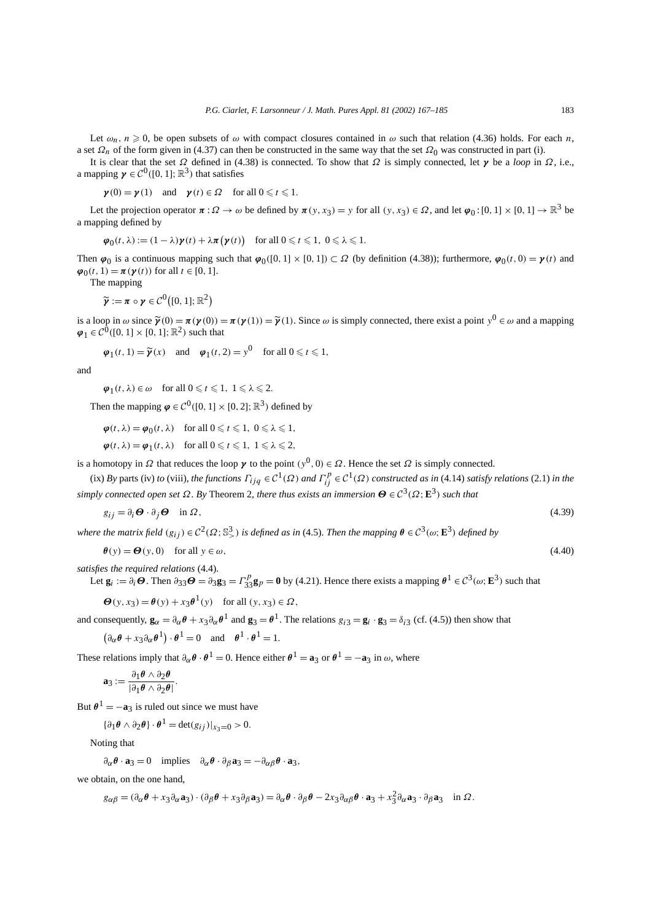Let $\omega_n$, $n \geqslant 0$, be open subsets of $\omega$ with compact closures contained in $\omega$ such that relation (4.36) holds. For each $n$, a set $\Omega_n$ of the form given in (4.37) can then be constructed in the same way that the set $\Omega_0$ was constructed in part (i).

It is clear that the set $\Omega$ defined in (4.38) is connected. To show that $\Omega$ is simply connected, let $\boldsymbol{\gamma}$ be a *loop* in $\Omega$, i.e., a mapping $\boldsymbol{\gamma} \in \mathcal{C}^0([0,1];\mathbb{R}^3)$ that satisfies

$$\boldsymbol{\gamma}(0) = \boldsymbol{\gamma}(1) \quad \text{and} \quad \boldsymbol{\gamma}(t) \in \Omega \quad \text{for all } 0 \leqslant t \leqslant 1.$$

Let the projection operator $\boldsymbol{\pi} : \Omega \to \omega$ be defined by $\boldsymbol{\pi}(y, x_3) = y$ for all $(y, x_3) \in \Omega$, and let $\boldsymbol{\varphi}_0 : [0,1] \times [0,1] \to \mathbb{R}^3$ be a mapping defined by

$$\boldsymbol{\varphi}_0(t,\lambda) := (1-\lambda)\boldsymbol{\gamma}(t) + \lambda \boldsymbol{\pi}\big(\boldsymbol{\gamma}(t)\big) \quad \text{for all } 0 \leqslant t \leqslant 1,\ 0 \leqslant \lambda \leqslant 1.$$

Then $\boldsymbol{\varphi}_0$ is a continuous mapping such that $\boldsymbol{\varphi}_0([0,1] \times [0,1]) \subset \Omega$ (by definition (4.38)); furthermore, $\boldsymbol{\varphi}_0(t,0) = \boldsymbol{\gamma}(t)$ and $\boldsymbol{\varphi}_0(t,1) = \boldsymbol{\pi}(\boldsymbol{\gamma}(t))$ for all $t \in [0,1]$.

The mapping

$$\widetilde{\boldsymbol{\gamma}} := \boldsymbol{\pi} \circ \boldsymbol{\gamma} \in \mathcal{C}^0\big([0,1];\mathbb{R}^2\big)$$

is a loop in $\omega$ since $\widetilde{\boldsymbol{\gamma}}(0) = \boldsymbol{\pi}(\boldsymbol{\gamma}(0)) = \boldsymbol{\pi}(\boldsymbol{\gamma}(1)) = \widetilde{\boldsymbol{\gamma}}(1)$. Since $\omega$ is simply connected, there exist a point $y^0 \in \omega$ and a mapping $\boldsymbol{\varphi}_1 \in \mathcal{C}^0([0,1] \times [0,1];\mathbb{R}^2)$ such that

$$\boldsymbol{\varphi}_1(t,1) = \widetilde{\boldsymbol{\gamma}}(x) \quad \text{and} \quad \boldsymbol{\varphi}_1(t,2) = y^0 \quad \text{for all } 0 \leqslant t \leqslant 1,$$

and

$$\boldsymbol{\varphi}_1(t,\lambda) \in \omega \quad \text{for all } 0 \leqslant t \leqslant 1,\ 1 \leqslant \lambda \leqslant 2.$$

Then the mapping $\boldsymbol{\varphi} \in \mathcal{C}^0([0,1] \times [0,2];\mathbb{R}^3)$ defined by

$$\boldsymbol{\varphi}(t,\lambda) = \boldsymbol{\varphi}_0(t,\lambda) \quad \text{for all } 0 \leqslant t \leqslant 1,\ 0 \leqslant \lambda \leqslant 1,$$

$$\boldsymbol{\varphi}(t,\lambda) = \boldsymbol{\varphi}_1(t,\lambda) \quad \text{for all } 0 \leqslant t \leqslant 1,\ 1 \leqslant \lambda \leqslant 2,$$

is a homotopy in $\Omega$ that reduces the loop $\boldsymbol{\gamma}$ to the point $(y^0, 0) \in \Omega$. Hence the set $\Omega$ is simply connected.

(ix) *By parts* (iv) *to* (viii), *the functions $\Gamma_{ijq} \in \mathcal{C}^1(\Omega)$ and $\Gamma_{ij}^p \in \mathcal{C}^1(\Omega)$ constructed as in* (4.14) *satisfy relations* (2.1) *in the simply connected open set $\Omega$. By* Theorem 2, *there thus exists an immersion $\boldsymbol{\Theta} \in \mathcal{C}^3(\Omega;\mathbf{E}^3)$ such that*

$$g_{ij} = \partial_i \boldsymbol{\Theta} \cdot \partial_j \boldsymbol{\Theta} \quad \text{in } \Omega, \tag{4.39}$$

*where the matrix field $(g_{ij}) \in \mathcal{C}^2(\Omega;\mathbb{S}^3_>)$ is defined as in* (4.5). *Then the mapping $\boldsymbol{\theta} \in \mathcal{C}^3(\omega;\mathbf{E}^3)$ defined by*

$$\boldsymbol{\theta}(y) = \boldsymbol{\Theta}(y,0) \quad \text{for all } y \in \omega, \tag{4.40}$$

*satisfies the required relations* (4.4).

Let $\mathbf{g}_i := \partial_i \boldsymbol{\Theta}$. Then $\partial_{33}\boldsymbol{\Theta} = \partial_3 \mathbf{g}_3 = \Gamma_{33}^p \mathbf{g}_p = \mathbf{0}$ by (4.21). Hence there exists a mapping $\boldsymbol{\theta}^1 \in \mathcal{C}^3(\omega;\mathbf{E}^3)$ such that

$$\boldsymbol{\Theta}(y,x_3) = \boldsymbol{\theta}(y) + x_3 \boldsymbol{\theta}^1(y) \quad \text{for all } (y,x_3) \in \Omega,$$

and consequently, $\mathbf{g}_\alpha = \partial_\alpha \boldsymbol{\theta} + x_3 \partial_\alpha \boldsymbol{\theta}^1$ and $\mathbf{g}_3 = \boldsymbol{\theta}^1$. The relations $g_{i3} = \mathbf{g}_i \cdot \mathbf{g}_3 = \delta_{i3}$ (cf. (4.5)) then show that

$$\big(\partial_\alpha \boldsymbol{\theta} + x_3 \partial_\alpha \boldsymbol{\theta}^1\big) \cdot \boldsymbol{\theta}^1 = 0 \quad \text{and} \quad \boldsymbol{\theta}^1 \cdot \boldsymbol{\theta}^1 = 1.$$

These relations imply that $\partial_\alpha \boldsymbol{\theta} \cdot \boldsymbol{\theta}^1 = 0$. Hence either $\boldsymbol{\theta}^1 = \mathbf{a}_3$ or $\boldsymbol{\theta}^1 = -\mathbf{a}_3$ in $\omega$, where

$$\mathbf{a}_3 := \frac{\partial_1 \boldsymbol{\theta} \wedge \partial_2 \boldsymbol{\theta}}{|\partial_1 \boldsymbol{\theta} \wedge \partial_2 \boldsymbol{\theta}|}.$$

But $\boldsymbol{\theta}^1 = -\mathbf{a}_3$ is ruled out since we must have

$$\{\partial_1 \boldsymbol{\theta} \wedge \partial_2 \boldsymbol{\theta}\} \cdot \boldsymbol{\theta}^1 = \det(g_{ij})|_{x_3=0} > 0.$$

Noting that

$$\partial_\alpha \boldsymbol{\theta} \cdot \mathbf{a}_3 = 0 \quad \text{implies} \quad \partial_\alpha \boldsymbol{\theta} \cdot \partial_\beta \mathbf{a}_3 = -\partial_{\alpha\beta} \boldsymbol{\theta} \cdot \mathbf{a}_3,$$

we obtain, on the one hand,

$$g_{\alpha\beta} = (\partial_\alpha \boldsymbol{\theta} + x_3 \partial_\alpha \mathbf{a}_3) \cdot (\partial_\beta \boldsymbol{\theta} + x_3 \partial_\beta \mathbf{a}_3) = \partial_\alpha \boldsymbol{\theta} \cdot \partial_\beta \boldsymbol{\theta} - 2x_3 \partial_{\alpha\beta} \boldsymbol{\theta} \cdot \mathbf{a}_3 + x_3^2 \partial_\alpha \mathbf{a}_3 \cdot \partial_\beta \mathbf{a}_3 \quad \text{in } \Omega.$$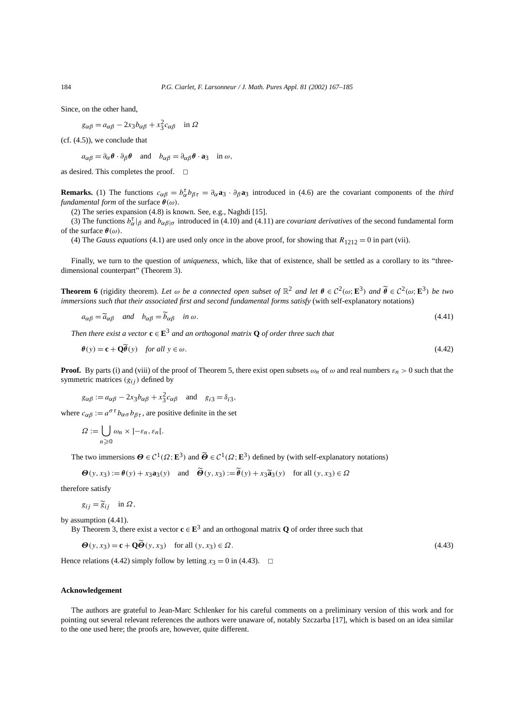Since, on the other hand,

$$g_{\alpha\beta} = a_{\alpha\beta} - 2x_3 b_{\alpha\beta} + x_3^2 c_{\alpha\beta} \quad \text{in } \Omega$$

(cf. (4.5)), we conclude that

$$a_{\alpha\beta} = \partial_\alpha \boldsymbol{\theta} \cdot \partial_\beta \boldsymbol{\theta} \quad \text{and} \quad b_{\alpha\beta} = \partial_{\alpha\beta} \boldsymbol{\theta} \cdot \mathbf{a}_3 \quad \text{in } \omega,$$

as desired. This completes the proof. $\square$

**Remarks.** (1) The functions $c_{\alpha\beta} = b_\alpha^\tau b_{\beta\tau} = \partial_\alpha \mathbf{a}_3 \cdot \partial_\beta \mathbf{a}_3$ introduced in (4.6) are the covariant components of the *third fundamental form* of the surface $\boldsymbol{\theta}(\omega)$.

(2) The series expansion (4.8) is known. See, e.g., Naghdi [15].

(3) The functions $b_\alpha^\tau|_\beta$ and $b_{\alpha\beta|\sigma}$ introduced in (4.10) and (4.11) are *covariant derivatives* of the second fundamental form of the surface $\boldsymbol{\theta}(\omega)$.

(4) The *Gauss equations* (4.1) are used only *once* in the above proof, for showing that $R_{1212} = 0$ in part (vii).

Finally, we turn to the question of *uniqueness*, which, like that of existence, shall be settled as a corollary to its "three-dimensional counterpart" (Theorem 3).

**Theorem 6** (rigidity theorem). *Let $\omega$ be a connected open subset of $\mathbb{R}^2$ and let $\boldsymbol{\theta} \in \mathcal{C}^2(\omega; \mathbf{E}^3)$ and $\widetilde{\boldsymbol{\theta}} \in \mathcal{C}^2(\omega; \mathbf{E}^3)$ be two immersions such that their associated first and second fundamental forms satisfy* (with self-explanatory notations)

$$a_{\alpha\beta} = \widetilde{a}_{\alpha\beta} \quad \text{and} \quad b_{\alpha\beta} = \widetilde{b}_{\alpha\beta} \quad \text{in } \omega. \tag{4.41}$$

*Then there exist a vector $\mathbf{c} \in \mathbf{E}^3$ and an orthogonal matrix $\mathbf{Q}$ of order three such that*

$$\boldsymbol{\theta}(y) = \mathbf{c} + \mathbf{Q}\widetilde{\boldsymbol{\theta}}(y) \quad \text{for all } y \in \omega. \tag{4.42}$$

**Proof.** By parts (i) and (viii) of the proof of Theorem 5, there exist open subsets $\omega_n$ of $\omega$ and real numbers $\varepsilon_n > 0$ such that the symmetric matrices $(g_{ij})$ defined by

$$g_{\alpha\beta} := a_{\alpha\beta} - 2x_3 b_{\alpha\beta} + x_3^2 c_{\alpha\beta} \quad \text{and} \quad g_{i3} = \delta_{i3},$$

where $c_{\alpha\beta} := a^{\sigma\tau} b_{\alpha\sigma} b_{\beta\tau}$, are positive definite in the set

$$\Omega := \bigcup_{n \geqslant 0} \omega_n \times ]-\varepsilon_n, \varepsilon_n[.$$

The two immersions $\boldsymbol{\Theta} \in \mathcal{C}^1(\Omega; \mathbf{E}^3)$ and $\widetilde{\boldsymbol{\Theta}} \in \mathcal{C}^1(\Omega; \mathbf{E}^3)$ defined by (with self-explanatory notations)

$$\boldsymbol{\Theta}(y, x_3) := \boldsymbol{\theta}(y) + x_3 \mathbf{a}_3(y) \quad \text{and} \quad \widetilde{\boldsymbol{\Theta}}(y, x_3) := \widetilde{\boldsymbol{\theta}}(y) + x_3 \widetilde{\mathbf{a}}_3(y) \quad \text{for all } (y, x_3) \in \Omega$$

therefore satisfy

$$g_{ij} = \widetilde{g}_{ij} \quad \text{in } \Omega,$$

by assumption (4.41).

By Theorem 3, there exist a vector $\mathbf{c} \in \mathbf{E}^3$ and an orthogonal matrix $\mathbf{Q}$ of order three such that

$$\boldsymbol{\Theta}(y, x_3) = \mathbf{c} + \mathbf{Q}\widetilde{\boldsymbol{\Theta}}(y, x_3) \quad \text{for all } (y, x_3) \in \Omega. \tag{4.43}$$

Hence relations (4.42) simply follow by letting $x_3 = 0$ in (4.43). $\square$

## Acknowledgement

The authors are grateful to Jean-Marc Schlenker for his careful comments on a preliminary version of this work and for pointing out several relevant references the authors were unaware of, notably Szczarba [17], which is based on an idea similar to the one used here; the proofs are, however, quite different.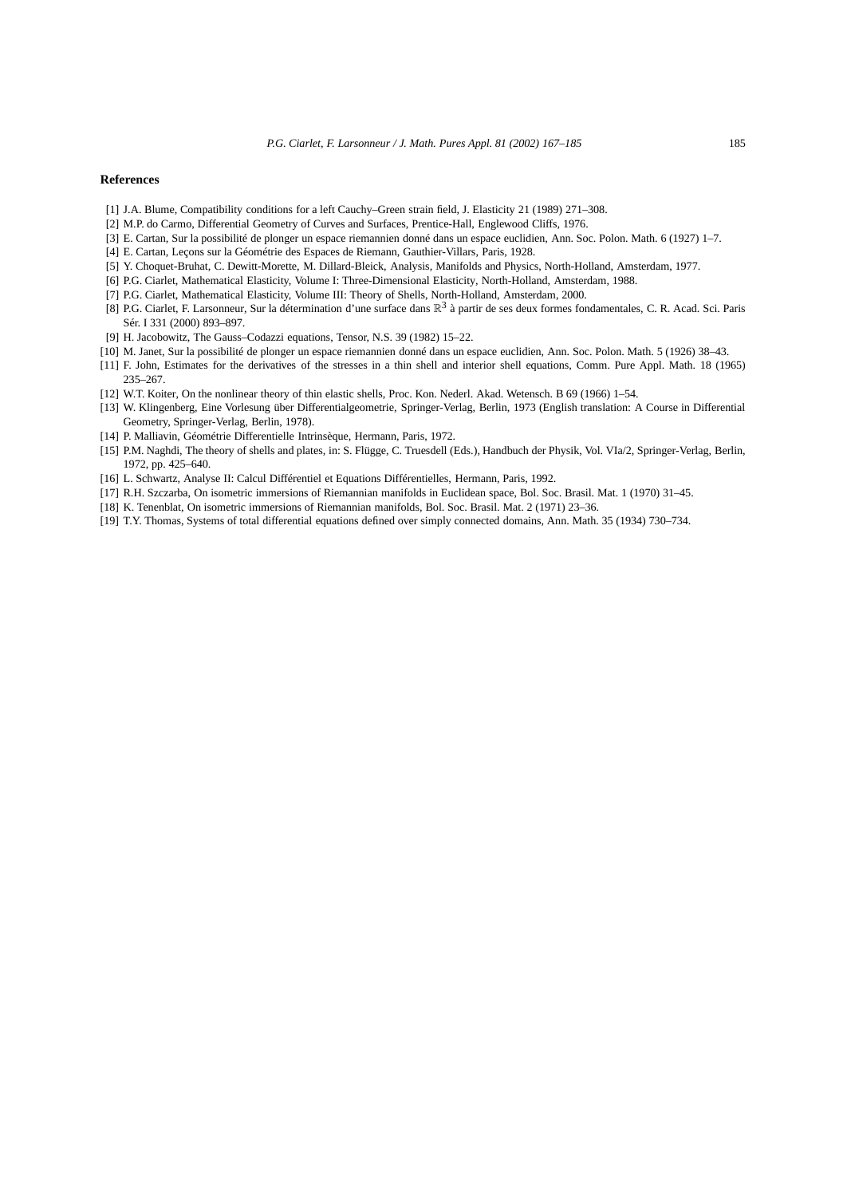## References

[1] J.A. Blume, Compatibility conditions for a left Cauchy–Green strain field, J. Elasticity 21 (1989) 271–308.

[2] M.P. do Carmo, Differential Geometry of Curves and Surfaces, Prentice-Hall, Englewood Cliffs, 1976.

[3] E. Cartan, Sur la possibilité de plonger un espace riemannien donné dans un espace euclidien, Ann. Soc. Polon. Math. 6 (1927) 1–7.

[4] E. Cartan, Leçons sur la Géométrie des Espaces de Riemann, Gauthier-Villars, Paris, 1928.

[5] Y. Choquet-Bruhat, C. Dewitt-Morette, M. Dillard-Bleick, Analysis, Manifolds and Physics, North-Holland, Amsterdam, 1977.

[6] P.G. Ciarlet, Mathematical Elasticity, Volume I: Three-Dimensional Elasticity, North-Holland, Amsterdam, 1988.

[7] P.G. Ciarlet, Mathematical Elasticity, Volume III: Theory of Shells, North-Holland, Amsterdam, 2000.

[8] P.G. Ciarlet, F. Larsonneur, Sur la détermination d'une surface dans $\mathbb{R}^3$ à partir de ses deux formes fondamentales, C. R. Acad. Sci. Paris Sér. I 331 (2000) 893–897.

[9] H. Jacobowitz, The Gauss–Codazzi equations, Tensor, N.S. 39 (1982) 15–22.

[10] M. Janet, Sur la possibilité de plonger un espace riemannien donné dans un espace euclidien, Ann. Soc. Polon. Math. 5 (1926) 38–43.

[11] F. John, Estimates for the derivatives of the stresses in a thin shell and interior shell equations, Comm. Pure Appl. Math. 18 (1965) 235–267.

[12] W.T. Koiter, On the nonlinear theory of thin elastic shells, Proc. Kon. Nederl. Akad. Wetensch. B 69 (1966) 1–54.

[13] W. Klingenberg, Eine Vorlesung über Differentialgeometrie, Springer-Verlag, Berlin, 1973 (English translation: A Course in Differential Geometry, Springer-Verlag, Berlin, 1978).

[14] P. Malliavin, Géométrie Differentielle Intrinsèque, Hermann, Paris, 1972.

[15] P.M. Naghdi, The theory of shells and plates, in: S. Flügge, C. Truesdell (Eds.), Handbuch der Physik, Vol. VIa/2, Springer-Verlag, Berlin, 1972, pp. 425–640.

[16] L. Schwartz, Analyse II: Calcul Différentiel et Equations Différentielles, Hermann, Paris, 1992.

[17] R.H. Szczarba, On isometric immersions of Riemannian manifolds in Euclidean space, Bol. Soc. Brasil. Mat. 1 (1970) 31–45.

[18] K. Tenenblat, On isometric immersions of Riemannian manifolds, Bol. Soc. Brasil. Mat. 2 (1971) 23–36.

[19] T.Y. Thomas, Systems of total differential equations defined over simply connected domains, Ann. Math. 35 (1934) 730–734.